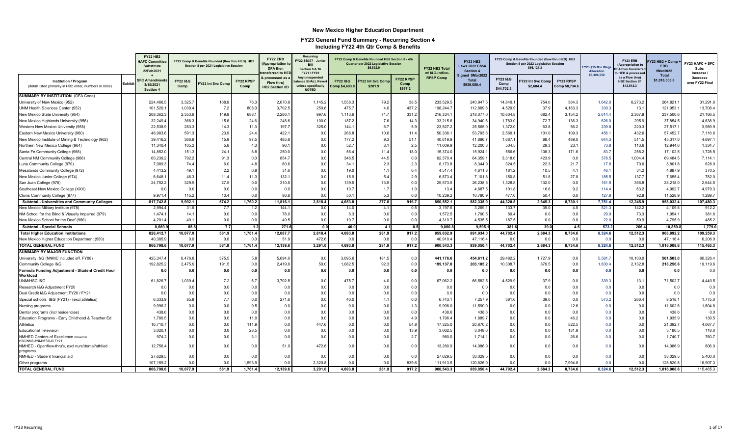# New Mexico Higher Education Department

## FY23 General Fund Summary - Recurring Section 4

### Including FY22 4th Qtr Comp & Benefits

| Institution / Program (detail listed primarily in HB2 order, numbers in 000s) | Exhibit | FY22 HB2 HAFC Committee Substitute 22Feb2021 + SFC Amendments 3/15/2021 Section 4 | FY22 Comp & Benefits Rounded (flow thru HED) HB2 Section 8 per 2021 Legislative Session | | | FY22 ERB (Appropriation to DFA then transferred to HED & processed as a Flow thru) HB2 Section 8D | Recurring FY22 SB377 - Junior Bill Section 9 & 16 FY21 / FY22 Any unexpended balance SHALL Revert unless specifically NOTED | FY22 Comp & Benefits Rounded HB2 Section 8 - 4th Quarter per 2022 Legislative Session $5,892.9 | | | FY22 HB2 Total w/ I&G-IntSvc-RPSP Comp | FY23 HB2 Laws 2022 Ch54 Section 4 Signed 9Mar2022 Total $939,050.4 | FY23 Comp & Benefits Rounded (flow thru HED) HB2 Section 8 per 2022 Legislative Session $56,121.3 | | | FY23 $15 Min Wage Allocation $8,324,552 | FY23 ERB (Appropriation to DFA then transferred to HED & processed as a Flow thru) HB2 Section 8F $12,512.3 | FY23 HB2 + Comp + ERB 9Mar2022 Total $1,016,008.6 | FY23 HAFC + SFC Subs Increase / Decrease over FY22 Final |
|---|---|---|---|---|---|---|---|---|---|---|---|---|---|---|---|---|---|---|---|
| | | | FY22 I&G Comp | FY22 Int Svc Comp | FY22 RPSP Comp | | | FY22 I&G Comp $4,693.8 | FY22 Int Svc Comp $281.9 | FY22 RPSP Comp $917.2 | | | FY23 I&G Comp $44,702.3 | FY23 Int Svc Comp $2,684.4 | FY23 RPSP Comp $8,734.6 | | | | |
| **SUMMARY BY INSTITUTION** (DFA Code) | | | | | | | | | | | | | | | | | | | |
| University of New Mexico (952) | | 224,466.5 | 3,325.7 | 168.9 | 76.3 | 2,670.9 | 1,145.2 | 1,558.3 | 79.2 | 38.5 | 233,529.5 | 240,947.5 | 14,840.1 | 754.0 | 364.3 | 1,642.0 | 6,273.2 | 264,821.1 | 31,291.6 |
| UNM Health Sciences Center (952) | | 101,520.1 | 1,039.4 | 7.2 | 808.0 | 3,702.5 | 250.6 | 475.7 | 4.0 | 437.2 | 108,244.7 | 112,869.6 | 4,529.9 | 37.9 | 4,163.3 | 339.3 | 13.1 | 121,953.1 | 13,708.4 |
| New Mexico State University (954) | | 208,362.3 | 2,353.6 | 149.9 | 688.1 | 2,266.1 | 997.6 | 1,113.6 | 71.7 | 331.2 | 216,334.1 | 218,077.0 | 10,604.8 | 682.4 | 3,154.2 | 2,614.4 | 2,367.8 | 237,500.6 | 21,166.5 |
| New Mexico Highlands University (956) | | 32,249.4 | 368.3 | 15.6 | 24.6 | 248.6 | 100.0 | 187.2 | 7.6 | 14.3 | 33,215.6 | 34,940.6 | 1,783.0 | 72.7 | 136.3 | 626.0 | 295.9 | 37,854.5 | 4,638.9 |
| Western New Mexico University (958) | | 22,538.9 | 283.3 | 14.3 | 11.3 | 197.7 | 325.0 | 144.1 | 6.7 | 5.9 | 23,527.2 | 25,565.0 | 1,372.0 | 63.8 | 56.2 | 239.8 | 220.3 | 27,517.1 | 3,989.9 |
| Eastern New Mexico University (960) | | 48,983.6 | 591.3 | 23.9 | 24.4 | 422.1 | 0.0 | 268.8 | 10.6 | 11.4 | 50,336.1 | 53,793.6 | 2,560.1 | 101.0 | 109.3 | 456.1 | 432.6 | 57,452.7 | 7,116.6 |
| New Mexico Institute of Mining & Technology (962) | | 39,416.2 | 366.9 | 15.9 | 97.5 | 485.8 | 0.0 | 177.2 | 9.3 | 51.1 | 40,619.9 | 41,896.7 | 1,687.1 | 88.4 | 489.0 | 644.3 | 511.5 | 45,317.0 | 4,697.1 |
| Northern New Mexico College (964) | | 11,340.4 | 105.2 | 5.6 | 4.3 | 96.1 | 0.0 | 52.7 | 3.1 | 2.5 | 11,609.9 | 12,200.3 | 504.5 | 29.3 | 23.1 | 73.8 | 113.6 | 12,944.6 | 1,334.7 |
| Santa Fe Community College (966) | | 14,852.0 | 151.3 | 24.1 | 8.8 | 250.0 | 0.0 | 58.4 | 11.4 | 18.0 | 15,374.0 | 15,924.1 | 556.6 | 108.3 | 171.6 | 83.7 | 258.2 | 17,102.5 | 1,728.5 |
| Central NM Community College (968) | | 60,239.2 | 792.2 | 91.3 | 0.0 | 854.7 | 0.0 | 348.5 | 44.5 | 0.0 | 62,370.4 | 64,359.1 | 3,318.6 | 423.9 | 0.0 | 378.5 | 1,004.4 | 69,484.5 | 7,114.1 |
| Luna Community College (970) | | 7,989.3 | 74.4 | 6.0 | 4.8 | 60.6 | 0.0 | 34.1 | 2.3 | 2.3 | 8,173.8 | 8,344.9 | 324.5 | 22.3 | 21.7 | 17.8 | 70.6 | 8,801.8 | 628.0 |
| Mesalands Community College (972) | | 4,413.2 | 49.1 | 2.2 | 0.8 | 31.6 | 0.0 | 19.0 | 1.1 | 0.4 | 4,517.4 | 4,611.8 | 181.2 | 10.5 | 4.1 | 46.1 | 34.2 | 4,887.9 | 370.5 |
| New Mexico Junior College (974) | | 6,648.1 | 46.3 | 11.4 | 11.3 | 132.1 | 0.0 | 15.9 | 5.4 | 2.9 | 6,873.4 | 7,101.8 | 150.8 | 51.8 | 27.8 | 185.5 | 137.7 | 7,655.4 | 782.0 |
| San Juan College (976) | | 24,752.2 | 329.9 | 27.5 | 0.0 | 310.5 | 0.0 | 139.5 | 13.9 | 0.0 | 25,573.5 | 26,238.5 | 1,328.8 | 132.0 | 0.0 | 161.9 | 356.8 | 28,218.0 | 2,644.5 |
| Southeast New Mexico College (XXX) | | 0.0 | 0.0 | 0.0 | 0.0 | 0.0 | 0.0 | 10.7 | 1.7 | 1.0 | 13.4 | 4,687.5 | 101.8 | 16.6 | 9.2 | 114.4 | 63.2 | 4,992.7 | 4,979.3 |
| Clovis Community College (977) | | 9,971.4 | 115.2 | 10.4 | 0.0 | 86.8 | 0.0 | 50.1 | 5.3 | 0.0 | 10,239.2 | 10,780.9 | 477.0 | 50.4 | 0.0 | 127.8 | 92.8 | 11,528.9 | 1,289.7 |
| **Subtotal - Universities and Community Colleges** | | **817,742.8** | **9,992.1** | **574.2** | **1,760.2** | **11,816.1** | **2,818.4** | **4,653.8** | **277.8** | **916.7** | **850,552.1** | **882,338.9** | **44,320.8** | **2,645.3** | **8,730.1** | **7,751.4** | **12,245.9** | **958,032.4** | **107,480.3** |
| New Mexico Military Institute (978) | | 2,994.4 | 31.6 | 7.7 | 1.2 | 144.1 | 0.0 | 14.0 | 4.1 | 0.5 | 3,197.6 | 3,269.1 | 133.7 | 39.0 | 4.5 | 521.3 | 142.2 | 4,109.8 | 912.2 |
| NM School for the Blind & Visually Impaired (979) | | 1,474.1 | 14.1 | 0.0 | 0.0 | 78.0 | 0.0 | 6.3 | 0.0 | 0.0 | 1,572.5 | 1,790.5 | 60.4 | 0.0 | 0.0 | 29.9 | 73.3 | 1,954.1 | 381.6 |
| New Mexico School for the Deaf (980) | | 4,201.4 | 40.1 | 0.0 | 0.0 | 49.5 | 0.0 | 19.7 | 0.0 | 0.0 | 4,310.7 | 4,535.5 | 187.5 | 0.0 | 0.0 | 22.0 | 50.9 | 4,795.9 | 485.2 |
| **Subtotal - Special Schools** | | **8,669.9** | **85.8** | **7.7** | **1.2** | **271.6** | **0.0** | **40.0** | **4.1** | **0.5** | **9,080.8** | **9,595.1** | **381.6** | **39.0** | **4.5** | **573.2** | **266.4** | **10,859.8** | **1,779.0** |
| **Total Higher Education Institutions** | | **826,412.7** | **10,077.9** | **581.9** | **1,761.4** | **12,087.7** | **2,818.4** | **4,693.8** | **281.9** | **917.2** | **859,632.9** | **891,934.0** | **44,702.4** | **2,684.3** | **8,734.6** | **8,324.6** | **12,512.3** | **968,892.2** | **109,259.3** |
| New Mexico Higher Education Department (950) | | 40,385.9 | 0.0 | 0.0 | 0.0 | 51.9 | 472.6 | 0.0 | 0.0 | 0.0 | 40,910.4 | 47,116.4 | 0.0 | 0.0 | 0.0 | 0.0 | 0.0 | 47,116.4 | 6,206.0 |
| **TOTAL GENERAL FUND** | | **866,798.6** | **10,077.9** | **581.9** | **1,761.4** | **12,139.6** | **3,291.0** | **4,693.8** | **281.9** | **917.2** | **900,543.3** | **939,050.4** | **44,702.4** | **2,684.3** | **8,734.6** | **8,324.6** | **12,512.3** | **1,016,008.6** | **115,465.3** |
| **SUMMARY BY MAJOR FUNCTION** | | | | | | | | | | | | | | | | | | | |
| University I&G (NNMC included eff. FY08) | | 425,347.4 | 6,476.8 | 375.5 | 5.8 | 5,694.0 | 0.0 | 3,095.6 | 181.5 | 0.0 | 441,176.6 | 454,611.2 | 29,482.2 | 1,727.9 | 0.0 | 5,581.7 | 10,100.0 | 501,503.0 | 60,326.4 |
| Community College I&G | | 192,825.2 | 2,475.9 | 191.5 | 0.0 | 2,419.6 | 50.0 | 1,082.5 | 92.3 | 0.0 | 199,137.0 | 203,105.2 | 10,308.7 | 879.5 | 0.0 | 1,830.4 | 2,132.8 | 218,256.6 | 19,119.6 |
| **Formula Funding Adjustment - Student Credit Hour Workload** | | **0.0** | **0.0** | **0.0** | **0.0** | **0.0** | **0.0** | **0.0** | **0.0** | **0.0** | **0.0** | **0.0** | **0.0** | **0.0** | **0.0** | **0.0** | **0.0** | **0.0** | **0.0** |
| UNM/HSC I&G | | 61,826.7 | 1,039.4 | 7.2 | 6.7 | 3,702.5 | 0.0 | 475.7 | 4.0 | 0.0 | 67,062.2 | 66,582.5 | 4,529.9 | 37.9 | 0.0 | 339.3 | 13.1 | 71,502.7 | 4,440.5 |
| Research I&G Adjustment FY20 | | 0.0 | 0.0 | 0.0 | 0.0 | 0.0 | 0.0 | 0.0 | 0.0 | 0.0 | 0.0 | 0.0 | 0.0 | 0.0 | 0.0 | 0.0 | 0.0 | 0.0 | 0.0 |
| Dual Credit I&G Adjustment FY20 / FY21 | | 0.0 | 0.0 | 0.0 | 0.0 | 0.0 | 0.0 | 0.0 | 0.0 | 0.0 | 0.0 | 0.0 | 0.0 | 0.0 | 0.0 | 0.0 | 0.0 | 0.0 | 0.0 |
| Special schools I&G (FY21) - (excl athletics) | | 6,333.9 | 85.8 | 7.7 | 0.0 | 271.6 | 0.0 | 40.0 | 4.1 | 0.0 | 6,743.1 | 7,257.9 | 381.6 | 39.0 | 0.0 | 573.2 | 266.4 | 8,518.1 | 1,775.0 |
| Nursing programs | | 9,996.2 | 0.0 | 0.0 | 0.5 | 0.0 | 0.0 | 0.0 | 0.0 | 1.3 | 9,998.0 | 11,590.0 | 0.0 | 0.0 | 12.6 | 0.0 | 0.0 | 11,602.6 | 1,604.6 |
| Dental programs (incl residencies) | | 438.6 | 0.0 | 0.0 | 0.0 | 0.0 | 0.0 | 0.0 | 0.0 | 0.0 | 438.6 | 438.6 | 0.0 | 0.0 | 0.0 | 0.0 | 0.0 | 438.6 | 0.0 |
| Education Programs - Early Childhood & Teacher Ed | | 1,780.5 | 0.0 | 0.0 | 11.0 | 0.0 | 0.0 | 0.0 | 0.0 | 4.9 | 1,796.4 | 1,889.7 | 0.0 | 0.0 | 46.2 | 0.0 | 0.0 | 1,935.9 | 139.5 |
| Athletics | | 16,710.7 | 0.0 | 0.0 | 111.9 | 0.0 | 447.6 | 0.0 | 0.0 | 54.8 | 17,325.0 | 20,870.2 | 0.0 | 0.0 | 522.5 | 0.0 | 0.0 | 21,392.7 | 4,067.7 |
| Educational Television | | 3,020.1 | 0.0 | 0.0 | 28.5 | 0.0 | 0.0 | 0.0 | 0.0 | 13.9 | 3,062.5 | 3,048.6 | 0.0 | 0.0 | 131.9 | 0.0 | 0.0 | 3,180.5 | 118.0 |
| NMHED Centers of Excellence moved to HSC/NMSU/NMIMT/SJC FY21 | | 974.2 | 0.0 | 0.0 | 3.1 | 0.0 | 0.0 | 0.0 | 0.0 | 2.7 | 980.0 | 1,714.1 | 0.0 | 0.0 | 26.6 | 0.0 | 0.0 | 1,740.7 | 760.7 |
| NMHED - Oper/flow-thru's, excl nurs/dental/athl/ed programs | | 12,756.4 | 0.0 | 0.0 | 0.0 | 51.9 | 472.6 | 0.0 | 0.0 | 0.0 | 13,280.9 | 14,086.9 | 0.0 | 0.0 | 0.0 | 0.0 | 0.0 | 14,086.9 | 806.0 |
| NMHED - Student financial aid | | 27,629.5 | 0.0 | 0.0 | 0.0 | 0.0 | 0.0 | 0.0 | 0.0 | 0.0 | 27,629.5 | 33,029.5 | 0.0 | 0.0 | 0.0 | 0.0 | 0.0 | 33,029.5 | 5,400.0 |
| Other programs | | 107,159.2 | 0.0 | 0.0 | 1,593.9 | 0.0 | 2,320.8 | 0.0 | 0.0 | 839.6 | 111,913.5 | 120,826.0 | 0.0 | 0.0 | 7,994.8 | 0.0 | 0.0 | 128,820.8 | 16,907.3 |
| **TOTAL GENERAL FUND** | | **866,798.6** | **10,077.9** | **581.9** | **1,761.4** | **12,139.6** | **3,291.0** | **4,693.8** | **281.9** | **917.2** | **900,543.3** | **939,050.4** | **44,702.4** | **2,684.3** | **8,734.6** | **8,324.6** | **12,512.3** | **1,016,008.6** | **115,465.3** |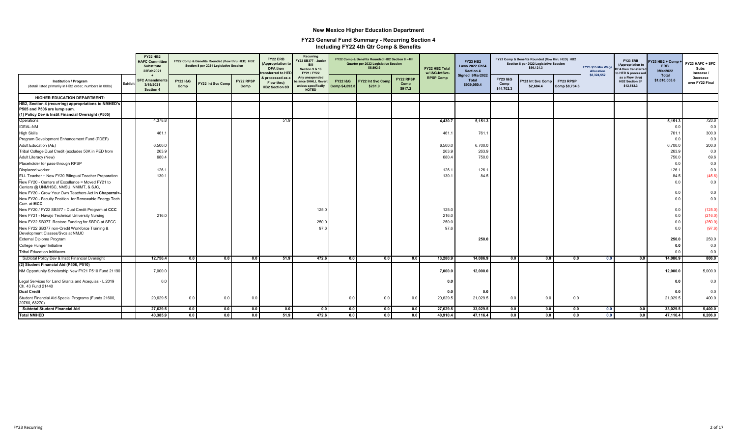# New Mexico Higher Education Department

## FY23 General Fund Summary - Recurring Section 4
### Including FY22 4th Qtr Comp & Benefits

| Institution / Program (detail listed primarily in HB2 order, numbers in 000s) | Exhibit | FY22 HB2 HAFC Committee Substitute 22Feb2021 + SFC Amendments 3/15/2021 Section 4 | FY22 Comp & Benefits Rounded (flow thru HED) HB2 Section 8 per 2021 Legislative Session: FY22 I&G Comp | FY22 Int Svc Comp | FY22 RPSP Comp | FY22 ERB (Appropriation to DFA then transferred to HED & processed as a Flow thru) HB2 Section 8D | Recurring FY22 SB377 - Junior Bill Section 9 & 16 FY21 / FY22 Any unexpended balance SHALL Revert unless specifically NOTED | FY22 Comp & Benefits Rounded HB2 Section 8 - 4th Quarter per 2022 Legislative Session $5,892.9: FY22 I&G Comp $4,693.8 | FY22 Int Svc Comp $281.9 | FY22 RPSP Comp $917.2 | FY22 HB2 Total w/ I&G-IntSvc-RPSP Comp | FY23 HB2 Laws 2022 Ch54 Section 4 Signed 9Mar2022 Total $939,050.4 | FY23 Comp & Benefits Rounded (flow thru HED) HB2 Section 8 per 2022 Legislative Session $56,121.3: FY23 I&G Comp $44,702.3 | FY23 Int Svc Comp $2,684.4 | FY23 RPSP Comp $8,734.6 | FY23 $15 Min Wage Allocation $8,324,552 | FY23 ERB (Appropriation to DFA then transferred to HED & processed as a Flow thru) HB2 Section 8F $12,512.3 | FY23 HB2 + Comp + ERB 9Mar2022 Total $1,016,008.6 | FY23 HAFC + SFC Subs Increase / Decrease over FY22 Final |
|---|---|---|---|---|---|---|---|---|---|---|---|---|---|---|---|---|---|---|---|
| **HIGHER EDUCATION DEPARTMENT:** | | | | | | | | | | | | | | | | | | | |
| HB2, Section 4 (recurring) appropriations to NMHED's P505 and P506 are lump sum. (1) Policy Dev & Instit Financial Oversight (P505) | | | | | | | | | | | | | | | | | | | |
| Operations | | 4,378.8 | | | | 51.9 | | | | | 4,430.7 | 5,151.3 | | | | | | 5,151.3 | 720.6 |
| IDEAL-NM | | | | | | | | | | | | | | | | | | 0.0 | 0.0 |
| High Skills | | 461.1 | | | | | | | | | 461.1 | 761.1 | | | | | | 761.1 | 300.0 |
| Program Development Enhancement Fund (PDEF) | | | | | | | | | | | | | | | | | | 0.0 | 0.0 |
| Adult Education (AE) | | 6,500.0 | | | | | | | | | 6,500.0 | 6,700.0 | | | | | | 6,700.0 | 200.0 |
| Tribal College Dual Credit (excludes 50K in PED from | | 263.9 | | | | | | | | | 263.9 | 263.9 | | | | | | 263.9 | 0.0 |
| Adult Literacy (New) | | 680.4 | | | | | | | | | 680.4 | 750.0 | | | | | | 750.0 | 69.6 |
| Placeholder for pass-through RPSP | | | | | | | | | | | | | | | | | | 0.0 | 0.0 |
| Displaced worker | | 126.1 | | | | | | | | | 126.1 | 126.1 | | | | | | 126.1 | 0.0 |
| ELL Teacher + New FY20 Bilingual Teacher Preparation | | 130.1 | | | | | | | | | 130.1 | 84.5 | | | | | | 84.5 | (45.6) |
| New FY20 - Centers of Excellence = Moved FY21 to Centers @ UNMHSC, NMSU, NMIMT, & SJC, | | | | | | | | | | | | | | | | | | 0.0 | 0.0 |
| New FY20 - Grow Your Own Teachers Act in Chaparral<- | | | | | | | | | | | | | | | | | | 0.0 | 0.0 |
| New FY20 - Faculty Position for Renewable Energy Tech Curr. at **MCC** | | | | | | | | | | | | | | | | | | 0.0 | 0.0 |
| New FY20 / FY22 SB377 - Dual Credit Program at **CCC** | | | | | | | 125.0 | | | | 125.0 | | | | | | | 0.0 | (125.0) |
| New FY21 - Navajo Technical University Nursing | | 216.0 | | | | | | | | | 216.0 | | | | | | | 0.0 | (216.0) |
| New FY22 SB377 Restore Funding for SBDC at SFCC | | | | | | | 250.0 | | | | 250.0 | | | | | | | 0.0 | (250.0) |
| New FY22 SB377 non-Credit Workforce Training & Development Classes/Svcs at NMJC | | | | | | | 97.6 | | | | 97.6 | | | | | | | 0.0 | (97.6) |
| External Diploma Program | | | | | | | | | | | | 250.0 | | | | | | 250.0 | 250.0 |
| College Hunger Initiative | | | | | | | | | | | | | | | | | | 0.0 | 0.0 |
| Tribal Education Inititiaves | | | | | | | | | | | | | | | | | | 0.0 | 0.0 |
| Subtotal Policy Dev & Instit Financial Oversight | | 12,756.4 | 0.0 | 0.0 | 0.0 | 51.9 | 472.6 | 0.0 | 0.0 | 0.0 | 13,280.9 | 14,086.9 | 0.0 | 0.0 | 0.0 | 0.0 | 0.0 | 14,086.9 | 806.0 |
| (2) Student Financial Aid (P506, P510) | | | | | | | | | | | | | | | | | | | |
| NM Opportunity Scholarship New FY21 P510 Fund 21190 | | 7,000.0 | | | | | | | | | 7,000.0 | 12,000.0 | | | | | | 12,000.0 | 5,000.0 |
| Legal Services for Land Grants and Acequias - L.2019 Ch. 43 Fund 21440 | | 0.0 | | | | | | | | | 0.0 | | | | | | | 0.0 | 0.0 |
| **Dual Credit** | | | | | | | | | | | 0.0 | 0.0 | | | | | | 0.0 | 0.0 |
| Student Financial Aid Special Programs (Funds 21600, 20760, 68270) | | 20,629.5 | 0.0 | 0.0 | 0.0 | | | 0.0 | 0.0 | 0.0 | 20,629.5 | 21,029.5 | 0.0 | 0.0 | 0.0 | | | 21,029.5 | 400.0 |
| **Subtotal Student Financial Aid** | | 27,629.5 | 0.0 | 0.0 | 0.0 | 0.0 | 0.0 | 0.0 | 0.0 | 0.0 | 27,629.5 | 33,029.5 | 0.0 | 0.0 | 0.0 | 0.0 | 0.0 | 33,029.5 | 5,400.0 |
| **Total NMHED** | | 40,385.9 | 0.0 | 0.0 | 0.0 | 51.9 | 472.6 | 0.0 | 0.0 | 0.0 | 40,910.4 | 47,116.4 | 0.0 | 0.0 | 0.0 | 0.0 | 0.0 | 47,116.4 | 6,206.0 |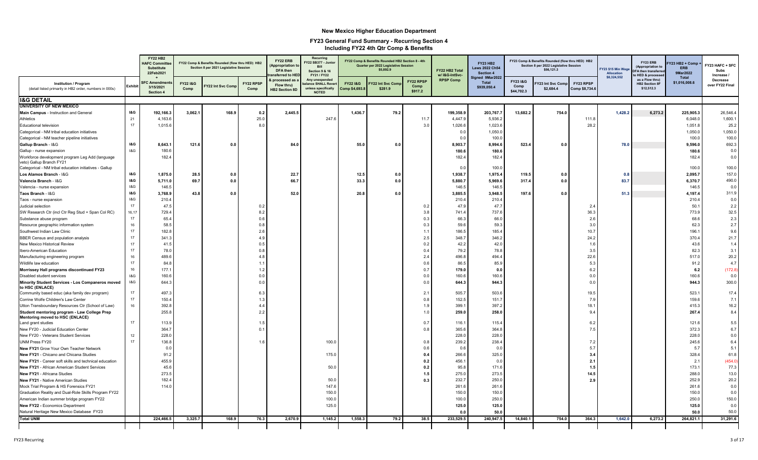# New Mexico Higher Education Department

## FY23 General Fund Summary - Recurring Section 4
### Including FY22 4th Qtr Comp & Benefits

| Institution / Program (detail listed primarily in HB2 order, numbers in 000s) | Exhibit | FY22 HB2 HAFC Committee Substitute 22Feb2021 + SFC Amendments 3/15/2021 Section 4 | FY22 Comp & Benefits Rounded (flow thru HED) HB2 Section 8 per 2021 Legislative Session | | | FY22 ERB (Appropriation to DFA then transferred to HED & processed as a Flow thru) HB2 Section 8D | Recurring FY22 SB377 - Junior Bill Section 9 & 16 FY21 / FY22 Any unexpended balance SHALL Revert unless specifically NOTED | FY22 Comp & Benefits Rounded HB2 Section 8 - 4th Quarter per 2022 Legislative Session $5,892.9 | | | FY22 HB2 Total w/ I&G-IntSvc-RPSP Comp | FY23 HB2 Laws 2022 Ch54 Section 4 Signed 9Mar2022 Total $939,050.4 | FY23 Comp & Benefits Rounded (flow thru HED) HB2 Section 8 per 2022 Legislative Session $56,121.3 | | | FY23 $15 Min Wage Allocation $8,324,552 | FY23 ERB (Appropriation to DFA then transferred to HED & processed as a Flow thru) HB2 Section 8F $12,512.3 | FY23 HB2 + Comp + ERB 9Mar2022 Total $1,016,008.6 | FY23 HAFC + SFC Subs Increase / Decrease over FY22 Final |
|---|---|---|---|---|---|---|---|---|---|---|---|---|---|---|---|---|---|---|---|
| | | | FY22 I&G Comp | FY22 Int Svc Comp | FY22 RPSP Comp | | | FY22 I&G Comp $4,693.8 | FY22 Int Svc Comp $281.9 | FY22 RPSP Comp $917.2 | | | FY23 I&G Comp $44,702.3 | FY23 Int Svc Comp $2,684.4 | FY23 RPSP Comp $8,734.6 | | | | |
| **I&G DETAIL** | | | | | | | | | | | | | | | | | | | |
| **UNIVERSITY OF NEW MEXICO** | | | | | | | | | | | | | | | | | | | |
| **Main Campus** - Instruction and General | **I&G** | **192,166.3** | **3,062.1** | **168.9** | **0.2** | **2,445.5** | | **1,436.7** | **79.2** | | **199,358.9** | **203,767.7** | **13,682.2** | **754.0** | | **1,428.2** | **6,273.2** | **225,905.3** | 26,546.4 |
| Athletics | 21 | 4,163.6 | | | 25.0 | | 247.6 | | | 11.7 | 4,447.9 | 5,936.2 | | | 111.8 | | | 6,048.0 | 1,600.1 |
| Educational television | 17 | 1,015.6 | | | 8.0 | | | | | 3.0 | 1,026.6 | 1,023.6 | | | 28.2 | | | 1,051.8 | 25.2 |
| Categorical - NM tribal education initiatives | | | | | | | | | | | 0.0 | 1,050.0 | | | | | | 1,050.0 | 1,050.0 |
| Categorical - NM teacher pipeline initiatives | | | | | | | | | | | 0.0 | 100.0 | | | | | | 100.0 | 100.0 |
| **Gallup Branch** - I&G | **I&G** | **8,643.1** | **121.6** | **0.0** | | **84.0** | | **55.0** | **0.0** | | **8,903.7** | **8,994.6** | **523.4** | **0.0** | | **78.0** | | **9,596.0** | 692.3 |
| Gallup - nurse expansion | I&G | 180.6 | | | | | | | | | **180.6** | **180.6** | | | | | | **180.6** | 0.0 |
| Workforce development program Leg Add (language veto) Gallup Branch FY21 | | 182.4 | | | | | | | | | 182.4 | 182.4 | | | | | | 182.4 | 0.0 |
| Categorical - NM tribal education initiatives - Gallup | | | | | | | | | | | 0.0 | 100.0 | | | | | | 100.0 | 100.0 |
| **Los Alamos Branch** - I&G | **I&G** | **1,875.0** | **28.5** | **0.0** | | **22.7** | | **12.5** | **0.0** | | **1,938.7** | **1,975.4** | **119.5** | **0.0** | | **0.8** | | **2,095.7** | 157.0 |
| **Valencia Branch** - I&G | **I&G** | **5,711.0** | **69.7** | **0.0** | | **66.7** | | **33.3** | **0.0** | | **5,880.7** | **5,969.6** | **317.4** | **0.0** | | **83.7** | | **6,370.7** | 490.0 |
| Valencia - nurse expansion | I&G | 146.5 | | | | | | | | | 146.5 | 146.5 | | | | | | 146.5 | 0.0 |
| **Taos Branch** - I&G | **I&G** | **3,768.9** | **43.8** | **0.0** | | **52.0** | | **20.8** | **0.0** | | **3,885.5** | **3,948.5** | **197.6** | **0.0** | | **51.3** | | **4,197.4** | 311.9 |
| Taos - nurse expansion | I&G | 210.4 | | | | | | | | | 210.4 | 210.4 | | | | | | 210.4 | 0.0 |
| Judicial selection | 17 | 47.5 | | | 0.2 | | | | | 0.2 | 47.9 | 47.7 | | | 2.4 | | | 50.1 | 2.2 |
| SW Research Ctr (incl Ctr Reg Stud + Span Col RC) | 16,17 | 729.4 | | | 8.2 | | | | | 3.8 | 741.4 | 737.6 | | | 36.3 | | | 773.9 | 32.5 |
| Substance abuse program | 17 | 65.4 | | | 0.6 | | | | | 0.3 | 66.3 | 66.0 | | | 2.6 | | | 68.6 | 2.3 |
| Resource geographic information system | 16 | 58.5 | | | 0.8 | | | | | 0.3 | 59.6 | 59.3 | | | 3.0 | | | 62.3 | 2.7 |
| Southwest Indian Law Clinic | 17 | 182.8 | | | 2.6 | | | | | 1.1 | 186.5 | 185.4 | | | 10.7 | | | 196.1 | 9.6 |
| BBER Census and population analysis | 17 | 341.3 | | | 4.9 | | | | | 2.5 | 348.7 | 346.2 | | | 24.2 | | | 370.4 | 21.7 |
| New Mexico Historical Review | 17 | 41.5 | | | 0.5 | | | | | 0.2 | 42.2 | 42.0 | | | 1.6 | | | 43.6 | 1.4 |
| Ibero-American Education | 17 | 78.0 | | | 0.8 | | | | | 0.4 | 79.2 | 78.8 | | | 3.5 | | | 82.3 | 3.1 |
| Manufacturing engineering program | 16 | 489.6 | | | 4.8 | | | | | 2.4 | 496.8 | 494.4 | | | 22.6 | | | 517.0 | 20.2 |
| Wildlife law education | 17 | 84.8 | | | 1.1 | | | | | 0.6 | 86.5 | 85.9 | | | 5.3 | | | 91.2 | 4.7 |
| **Morrissey Hall programs discontinued FY23** | 16 | 177.1 | | | 1.2 | | | | | 0.7 | **179.0** | **0.0** | | | 6.2 | | | **6.2** | (172.8) |
| Disabled student services | I&G | 160.6 | | | 0.0 | | | | | 0.0 | 160.6 | 160.6 | | | 0.0 | | | 160.6 | 0.0 |
| **Minority Student Services - Los Companeros moved to HSC (ENLACE)** | I&G | 644.3 | | | 0.0 | | | | | 0.0 | **644.3** | **944.3** | | | 0.0 | | | **944.3** | 300.0 |
| Community based educ (aka family dev program) | 17 | 497.3 | | | 6.3 | | | | | 2.1 | 505.7 | 503.6 | | | 19.5 | | | 523.1 | 17.4 |
| Corrine Wolfe Children's Law Center | 17 | 150.4 | | | 1.3 | | | | | 0.8 | 152.5 | 151.7 | | | 7.9 | | | 159.6 | 7.1 |
| Utton Transboundary Resources Ctr (School of Law) | 16 | 392.8 | | | 4.4 | | | | | 1.9 | 399.1 | 397.2 | | | 18.1 | | | 415.3 | 16.2 |
| **Student mentoring program - Law College Prep Mentoring moved to HSC (ENLACE)** | | 255.8 | | | 2.2 | | | | | 1.0 | **259.0** | **258.0** | | | 9.4 | | | **267.4** | 8.4 |
| Land grant studies | 17 | 113.9 | | | 1.5 | | | | | 0.7 | 116.1 | 115.4 | | | 6.2 | | | 121.6 | 5.5 |
| New FY20 - Judicial Education Center | | 364.7 | | | 0.1 | | | | | 0.8 | 365.6 | 364.8 | | | 7.5 | | | 372.3 | 6.7 |
| New FY20 - Veterans Student Services | 12 | 228.0 | | | | | | | | | 228.0 | 228.0 | | | | | | 228.0 | 0.0 |
| UNM Press FY20 | 17 | 136.8 | | | 1.6 | | 100.0 | | | 0.8 | 239.2 | 238.4 | | | 7.2 | | | 245.6 | 6.4 |
| **New FY21** Grow Your Own Teacher Network | | 0.0 | | | | | | | | 0.6 | 0.6 | 0.0 | | | 5.7 | | | 5.7 | 5.1 |
| **New FY21** - Chicano and Chicana Studies | | 91.2 | | | | | 175.0 | | | **0.4** | 266.6 | 325.0 | | | **3.4** | | | 328.4 | 61.8 |
| **New FY21** - Career soft skills and technical education | | 455.9 | | | | | | | | **0.2** | 456.1 | 0.0 | | | **2.1** | | | 2.1 | (454.0) |
| **New FY21** - African American Student Services | | 45.6 | | | | | 50.0 | | | **0.2** | 95.8 | 171.6 | | | **1.5** | | | 173.1 | 77.3 |
| **New FY21** - Africana Studies | | 273.5 | | | | | | | | **1.5** | 275.0 | 273.5 | | | **14.5** | | | 288.0 | 13.0 |
| **New FY21** - Native American Studies | | 182.4 | | | | | 50.0 | | | **0.3** | 232.7 | 250.0 | | | **2.9** | | | 252.9 | 20.2 |
| Mock Trial Program & HS Forensics FY21 | | 114.0 | | | | | 147.6 | | | | 261.6 | 261.6 | | | | | | 261.6 | 0.0 |
| Graduation Reality and Dual-Role Skills Program FY22 | | | | | | | 150.0 | | | | 150.0 | 150.0 | | | | | | 150.0 | 0.0 |
| American Indian summer bridge program FY22 | | | | | | | 100.0 | | | | 100.0 | 250.0 | | | | | | 250.0 | 150.0 |
| **New FY22** - Economics Department | | | | | | | 125.0 | | | | **125.0** | **125.0** | | | | | | **125.0** | 0.0 |
| Natural Heritage New Mexico Database FY23 | | | | | | | | | | | **0.0** | **50.0** | | | | | | **50.0** | 50.0 |
| **Total UNM** | | **224,466.5** | **3,325.7** | **168.9** | **76.3** | **2,670.9** | **1,145.2** | **1,558.3** | **79.2** | **38.5** | **233,529.5** | **240,947.5** | **14,840.1** | **754.0** | **364.3** | **1,642.0** | **6,273.2** | **264,821.1** | **31,291.6** |

FY23 Recurring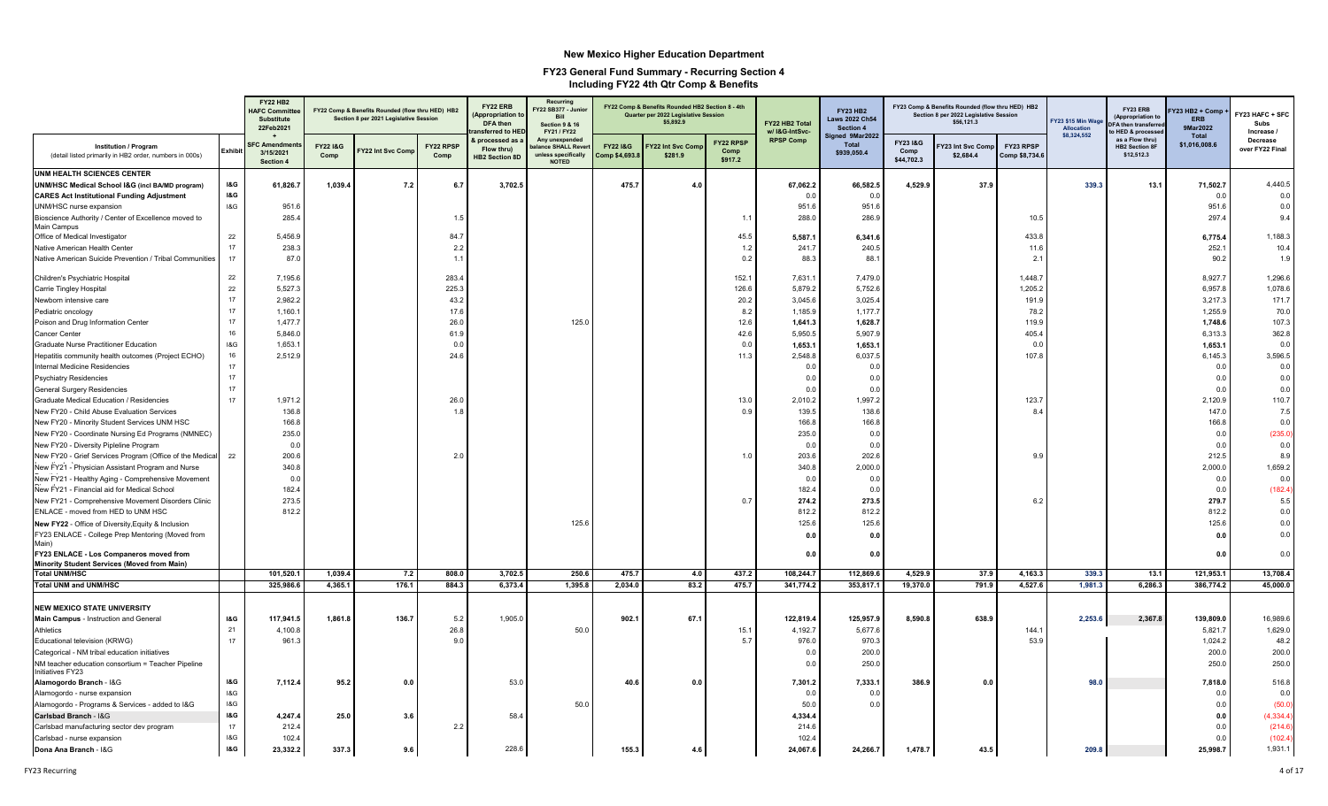# New Mexico Higher Education Department

## FY23 General Fund Summary - Recurring Section 4
### Including FY22 4th Qtr Comp & Benefits

| Institution / Program (detail listed primarily in HB2 order, numbers in 000s) | Exhibit | FY22 HB2 HAFC Committee Substitute 22Feb2021 + SFC Amendments 3/15/2021 Section 4 | FY22 Comp & Benefits Rounded (flow thru HED) HB2 Section 8 per 2021 Legislative Session FY22 I&G Comp | FY22 Int Svc Comp | FY22 RPSP Comp | FY22 ERB (Appropriation to DFA then transferred to HED & processed as a Flow thru) HB2 Section 8D | Recurring FY22 SB377 - Junior Bill Section 9 & 16 FY21 / FY22 Any unexpended balance SHALL Revert unless specifically NOTED | FY22 Comp & Benefits Rounded HB2 Section 8 - 4th Quarter per 2022 Legislative Session $5,892.9 FY22 I&G Comp $4,693.8 | FY22 Int Svc Comp $281.9 | FY22 RPSP Comp $917.2 | FY22 HB2 Total w/ I&G-IntSvc-RPSP Comp | FY23 HB2 Laws 2022 Ch54 Section 4 Signed 9Mar2022 Total $939,050.4 | FY23 Comp & Benefits Rounded (flow thru HED) HB2 Section 8 per 2022 Legislative Session $56,121.3 FY23 I&G Comp $44,702.3 | FY23 Int Svc Comp $2,684.4 | FY23 RPSP Comp $8,734.6 | FY23 $15 Min Wage Allocation $8,324,552 | FY23 ERB (Appropriation to DFA then transferred to HED & processed as a Flow thru) HB2 Section 8F $12,512.3 | FY23 HB2 + Comp + ERB 9Mar2022 Total $1,016,008.6 | FY23 HAFC + SFC Subs Increase / Decrease over FY22 Final |
|---|---|---|---|---|---|---|---|---|---|---|---|---|---|---|---|---|---|---|---|
| **UNM HEALTH SCIENCES CENTER** | | | | | | | | | | | | | | | | | | | |
| **UNM/HSC Medical School I&G (incl BA/MD program)** | **I&G** | **61,826.7** | **1,039.4** | **7.2** | **6.7** | **3,702.5** | | **475.7** | **4.0** | | **67,062.2** | **66,582.5** | **4,529.9** | **37.9** | | **339.3** | **13.1** | **71,502.7** | 4,440.5 |
| **CARES Act Institutional Funding Adjustment** | **I&G** | | | | | | | | | | 0.0 | 0.0 | | | | | | 0.0 | 0.0 |
| UNM/HSC nurse expansion | I&G | 951.6 | | | | | | | | | 951.6 | 951.6 | | | | | | 951.6 | 0.0 |
| Bioscience Authority / Center of Excellence moved to Main Campus | | 285.4 | | | 1.5 | | | | | 1.1 | 288.0 | 286.9 | | | 10.5 | | | 297.4 | 9.4 |
| Office of Medical Investigator | 22 | 5,456.9 | | | 84.7 | | | | | 45.5 | 5,587.1 | 6,341.6 | | | 433.8 | | | 6,775.4 | 1,188.3 |
| Native American Health Center | 17 | 238.3 | | | 2.2 | | | | | 1.2 | 241.7 | 240.5 | | | 11.6 | | | 252.1 | 10.4 |
| Native American Suicide Prevention / Tribal Communities | 17 | 87.0 | | | 1.1 | | | | | 0.2 | 88.3 | 88.1 | | | 2.1 | | | 90.2 | 1.9 |
| Children's Psychiatric Hospital | 22 | 7,195.6 | | | 283.4 | | | | | 152.1 | 7,631.1 | 7,479.0 | | | 1,448.7 | | | 8,927.7 | 1,296.6 |
| Carrie Tingley Hospital | 22 | 5,527.3 | | | 225.3 | | | | | 126.6 | 5,879.2 | 5,752.6 | | | 1,205.2 | | | 6,957.8 | 1,078.6 |
| Newborn intensive care | 17 | 2,982.2 | | | 43.2 | | | | | 20.2 | 3,045.6 | 3,025.4 | | | 191.9 | | | 3,217.3 | 171.7 |
| Pediatric oncology | 17 | 1,160.1 | | | 17.6 | | | | | 8.2 | 1,185.9 | 1,177.7 | | | 78.2 | | | 1,255.9 | 70.0 |
| Poison and Drug Information Center | 17 | 1,477.7 | | | 26.0 | | 125.0 | | | 12.6 | 1,641.3 | 1,628.7 | | | 119.9 | | | 1,748.6 | 107.3 |
| Cancer Center | 16 | 5,846.0 | | | 61.9 | | | | | 42.6 | 5,950.5 | 5,907.9 | | | 405.4 | | | 6,313.3 | 362.8 |
| Graduate Nurse Practitioner Education | I&G | 1,653.1 | | | 0.0 | | | | | 0.0 | 1,653.1 | 1,653.1 | | | 0.0 | | | 1,653.1 | 0.0 |
| Hepatitis community health outcomes (Project ECHO) | 16 | 2,512.9 | | | 24.6 | | | | | 11.3 | 2,548.8 | 6,037.5 | | | 107.8 | | | 6,145.3 | 3,596.5 |
| Internal Medicine Residencies | 17 | | | | | | | | | | 0.0 | 0.0 | | | | | | 0.0 | 0.0 |
| Psychiatry Residencies | 17 | | | | | | | | | | 0.0 | 0.0 | | | | | | 0.0 | 0.0 |
| General Surgery Residencies | 17 | | | | | | | | | | 0.0 | 0.0 | | | | | | 0.0 | 0.0 |
| Graduate Medical Education / Residencies | 17 | 1,971.2 | | | 26.0 | | | | | 13.0 | 2,010.2 | 1,997.2 | | | 123.7 | | | 2,120.9 | 110.7 |
| New FY20 - Child Abuse Evaluation Services | | 136.8 | | | 1.8 | | | | | 0.9 | 139.5 | 138.6 | | | 8.4 | | | 147.0 | 7.5 |
| New FY20 - Minority Student Services UNM HSC | | 166.8 | | | | | | | | | 166.8 | 166.8 | | | | | | 166.8 | 0.0 |
| New FY20 - Coordinate Nursing Ed Programs (NMNEC) | | 235.0 | | | | | | | | | 235.0 | 0.0 | | | | | | 0.0 | (235.0) |
| New FY20 - Diversity Pipeline Program | | 0.0 | | | | | | | | | 0.0 | 0.0 | | | | | | 0.0 | 0.0 |
| New FY20 - Grief Services Program (Office of the Medical | 22 | 200.6 | | | 2.0 | | | | | 1.0 | 203.6 | 202.6 | | | 9.9 | | | 212.5 | 8.9 |
| New FY21 - Physician Assistant Program and Nurse | | 340.8 | | | | | | | | | 340.8 | 2,000.0 | | | | | | 2,000.0 | 1,659.2 |
| New FY21 - Healthy Aging - Comprehensive Movement | | 0.0 | | | | | | | | | 0.0 | 0.0 | | | | | | 0.0 | 0.0 |
| New FY21 - Financial aid for Medical School | | 182.4 | | | | | | | | | 182.4 | 0.0 | | | | | | 0.0 | (182.4) |
| New FY21 - Comprehensive Movement Disorders Clinic | | 273.5 | | | | | | | | 0.7 | 274.2 | 273.5 | | | 6.2 | | | 279.7 | 5.5 |
| ENLACE - moved from HED to UNM HSC | | 812.2 | | | | | | | | | 812.2 | 812.2 | | | | | | 812.2 | 0.0 |
| **New FY22** - Office of Diversity,Equity & Inclusion | | | | | | | 125.6 | | | | 125.6 | 125.6 | | | | | | 125.6 | 0.0 |
| FY23 ENLACE - College Prep Mentoring (Moved from Main) | | | | | | | | | | | 0.0 | 0.0 | | | | | | 0.0 | 0.0 |
| **FY23 ENLACE - Los Companeros moved from Minority Student Services (Moved from Main)** | | | | | | | | | | | 0.0 | 0.0 | | | | | | 0.0 | 0.0 |
| **Total UNM/HSC** | | **101,520.1** | **1,039.4** | **7.2** | **808.0** | **3,702.5** | **250.6** | **475.7** | **4.0** | **437.2** | **108,244.7** | **112,869.6** | **4,529.9** | **37.9** | **4,163.3** | **339.3** | **13.1** | **121,953.1** | **13,708.4** |
| **Total UNM and UNM/HSC** | | **325,986.6** | **4,365.1** | **176.1** | **884.3** | **6,373.4** | **1,395.8** | **2,034.0** | **83.2** | **475.7** | **341,774.2** | **353,817.1** | **19,370.0** | **791.9** | **4,527.6** | **1,981.3** | **6,286.3** | **386,774.2** | **45,000.0** |
| **NEW MEXICO STATE UNIVERSITY** | | | | | | | | | | | | | | | | | | | |
| **Main Campus** - Instruction and General | **I&G** | **117,941.5** | **1,861.8** | **136.7** | 5.2 | 1,905.0 | | **902.1** | **67.1** | | 122,819.4 | 125,957.9 | **8,590.8** | **638.9** | | **2,253.6** | **2,367.8** | **139,809.0** | 16,989.6 |
| Athletics | 21 | 4,100.8 | | | 26.8 | | 50.0 | | | 15.1 | 4,192.7 | 5,677.6 | | | 144.1 | | | 5,821.7 | 1,629.0 |
| Educational television (KRWG) | 17 | 961.3 | | | 9.0 | | | | | 5.7 | 976.0 | 970.3 | | | 53.9 | | | 1,024.2 | 48.2 |
| Categorical - NM tribal education initiatives | | | | | | | | | | | 0.0 | 200.0 | | | | | | 200.0 | 200.0 |
| NM teacher education consortium = Teacher Pipeline Initiatives FY23 | | | | | | | | | | | 0.0 | 250.0 | | | | | | 250.0 | 250.0 |
| **Alamogordo Branch** - I&G | **I&G** | **7,112.4** | **95.2** | **0.0** | | 53.0 | | **40.6** | **0.0** | | 7,301.2 | 7,333.1 | **386.9** | **0.0** | | **98.0** | | **7,818.0** | 516.8 |
| Alamogordo - nurse expansion | I&G | | | | | | | | | | 0.0 | 0.0 | | | | | | 0.0 | 0.0 |
| Alamogordo - Programs & Services - added to I&G | I&G | | | | | | 50.0 | | | | 50.0 | 0.0 | | | | | | 0.0 | (50.0) |
| **Carlsbad Branch** - I&G | **I&G** | **4,247.4** | **25.0** | **3.6** | | 58.4 | | | | | 4,334.4 | | | | | | | **0.0** | (4,334.4) |
| Carlsbad manufacturing sector dev program | 17 | 212.4 | | | 2.2 | | | | | | 214.6 | | | | | | | 0.0 | (214.6) |
| Carlsbad - nurse expansion | I&G | 102.4 | | | | | | | | | 102.4 | | | | | | | 0.0 | (102.4) |
| **Dona Ana Branch** - I&G | **I&G** | **23,332.2** | **337.3** | **9.6** | | 228.6 | | **155.3** | **4.6** | | 24,067.6 | 24,266.7 | **1,478.7** | **43.5** | | **209.8** | | **25,998.7** | 1,931.1 |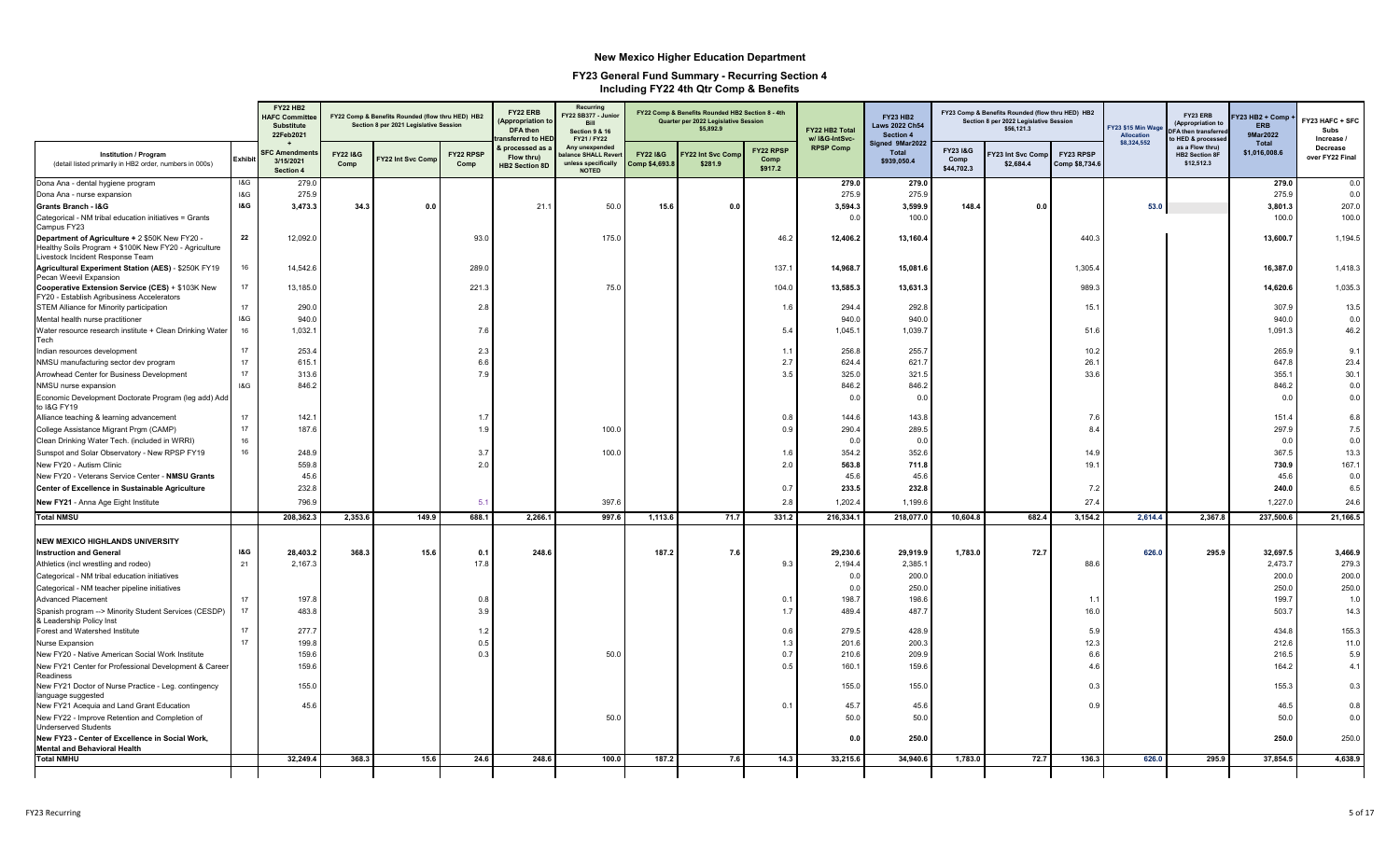# New Mexico Higher Education Department

## FY23 General Fund Summary - Recurring Section 4

### Including FY22 4th Qtr Comp & Benefits

| Institution / Program (detail listed primarily in HB2 order, numbers in 000s) | Exhibit | FY22 HB2 HAFC Committee Substitute 22Feb2021 + SFC Amendments 3/15/2021 Section 4 | FY22 Comp & Benefits Rounded (flow thru HED) HB2 Section 8 per 2021 Legislative Session | | | FY22 ERB (Appropriation to DFA then transferred to HED & processed as a Flow thru) HB2 Section 8D | Recurring FY22 SB377 - Junior Bill Section 9 & 16 FY21 / FY22 Any unexpended balance SHALL Revert unless specifically NOTED | FY22 Comp & Benefits Rounded HB2 Section 8 - 4th Quarter per 2022 Legislative Session $5,892.9 | | | FY22 HB2 Total w/ I&G-IntSvc-RPSP Comp | FY23 HB2 Laws 2022 Ch54 Section 4 Signed 9Mar2022 Total $939,050.4 | FY23 Comp & Benefits Rounded (flow thru HED) HB2 Section 8 per 2022 Legislative Session $56,121.3 | | | FY23 $15 Min Wage Allocation $8,324,552 | FY23 ERB (Appropriation to DFA then transferred to HED & processed as a Flow thru) HB2 Section 8F $12,512.3 | FY23 HB2 + Comp + ERB 9Mar2022 Total $1,016,008.6 | FY23 HAFC + SFC Subs Increase / Decrease over FY22 Final |
|---|---|---|---|---|---|---|---|---|---|---|---|---|---|---|---|---|---|---|---|
| | | | FY22 I&G Comp | FY22 Int Svc Comp | FY22 RPSP Comp | | | FY22 I&G Comp $4,693.8 | FY22 Int Svc Comp $281.9 | FY22 RPSP Comp $917.2 | | | FY23 I&G Comp $44,702.3 | FY23 Int Svc Comp $2,684.4 | FY23 RPSP Comp $8,734.6 | | | | |
| Dona Ana - dental hygiene program | I&G | 279.0 | | | | | | | | | 279.0 | 279.0 | | | | | | 279.0 | 0.0 |
| Dona Ana - nurse expansion | I&G | 275.9 | | | | | | | | | 275.9 | 275.9 | | | | | | 275.9 | 0.0 |
| **Grants Branch - I&G** | **I&G** | **3,473.3** | **34.3** | **0.0** | | 21.1 | 50.0 | **15.6** | **0.0** | | **3,594.3** | **3,599.9** | **148.4** | **0.0** | | **53.0** | | **3,801.3** | 207.0 |
| Categorical - NM tribal education initiatives = Grants Campus FY23 | | | | | | | | | | | 0.0 | 100.0 | | | | | | 100.0 | 100.0 |
| **Department of Agriculture** + 2 $50K New FY20 - Healthy Soils Program + $100K New FY20 - Agriculture Livestock Incident Response Team | **22** | 12,092.0 | | | 93.0 | | 175.0 | | | 46.2 | **12,406.2** | **13,160.4** | | | 440.3 | | | **13,600.7** | 1,194.5 |
| **Agricultural Experiment Station (AES)** - $250K FY19 Pecan Weevil Expansion | 16 | 14,542.6 | | | 289.0 | | | | | 137.1 | **14,968.7** | **15,081.6** | | | 1,305.4 | | | **16,387.0** | 1,418.3 |
| **Cooperative Extension Service (CES)** + $103K New FY20 - Establish Agribusiness Accelerators | 17 | 13,185.0 | | | 221.3 | | 75.0 | | | 104.0 | **13,585.3** | **13,631.3** | | | 989.3 | | | **14,620.6** | 1,035.3 |
| STEM Alliance for Minority participation | 17 | 290.0 | | | 2.8 | | | | | 1.6 | 294.4 | 292.8 | | | 15.1 | | | 307.9 | 13.5 |
| Mental health nurse practitioner | I&G | 940.0 | | | | | | | | | 940.0 | 940.0 | | | | | | 940.0 | 0.0 |
| Water resource research institute + Clean Drinking Water Tech | 16 | 1,032.1 | | | 7.6 | | | | | 5.4 | 1,045.1 | 1,039.7 | | | 51.6 | | | 1,091.3 | 46.2 |
| Indian resources development | 17 | 253.4 | | | 2.3 | | | | | 1.1 | 256.8 | 255.7 | | | 10.2 | | | 265.9 | 9.1 |
| NMSU manufacturing sector dev program | 17 | 615.1 | | | 6.6 | | | | | 2.7 | 624.4 | 621.7 | | | 26.1 | | | 647.8 | 23.4 |
| Arrowhead Center for Business Development | 17 | 313.6 | | | 7.9 | | | | | 3.5 | 325.0 | 321.5 | | | 33.6 | | | 355.1 | 30.1 |
| NMSU nurse expansion | I&G | 846.2 | | | | | | | | | 846.2 | 846.2 | | | | | | 846.2 | 0.0 |
| Economic Development Doctorate Program (leg add) Add to I&G FY19 | | | | | | | | | | | 0.0 | 0.0 | | | | | | 0.0 | 0.0 |
| Alliance teaching & learning advancement | 17 | 142.1 | | | 1.7 | | | | | 0.8 | 144.6 | 143.8 | | | 7.6 | | | 151.4 | 6.8 |
| College Assistance Migrant Prgm (CAMP) | 17 | 187.6 | | | 1.9 | | 100.0 | | | 0.9 | 290.4 | 289.5 | | | 8.4 | | | 297.9 | 7.5 |
| Clean Drinking Water Tech. (included in WRRI) | 16 | | | | | | | | | | 0.0 | 0.0 | | | | | | 0.0 | 0.0 |
| Sunspot and Solar Observatory - New RPSP FY19 | 16 | 248.9 | | | 3.7 | | 100.0 | | | 1.6 | 354.2 | 352.6 | | | 14.9 | | | 367.5 | 13.3 |
| New FY20 - Autism Clinic | | 559.8 | | | 2.0 | | | | | 2.0 | 563.8 | 711.8 | | | 19.1 | | | 730.9 | 167.1 |
| New FY20 - Veterans Service Center - **NMSU Grants** | | 45.6 | | | | | | | | | 45.6 | 45.6 | | | | | | 45.6 | 0.0 |
| **Center of Excellence in Sustainable Agriculture** | | 232.8 | | | | | | | | 0.7 | 233.5 | 232.8 | | | 7.2 | | | 240.0 | 6.5 |
| **New FY21** - Anna Age Eight Institute | | 796.9 | | | 5.1 | | 397.6 | | | 2.8 | 1,202.4 | 1,199.6 | | | 27.4 | | | 1,227.0 | 24.6 |
| **Total NMSU** | | **208,362.3** | **2,353.6** | **149.9** | **688.1** | **2,266.1** | **997.6** | **1,113.6** | **71.7** | **331.2** | **216,334.1** | **218,077.0** | **10,604.8** | **682.4** | **3,154.2** | **2,614.4** | **2,367.8** | **237,500.6** | **21,166.5** |
| | | | | | | | | | | | | | | | | | | | |
| **NEW MEXICO HIGHLANDS UNIVERSITY** | | | | | | | | | | | | | | | | | | | |
| **Instruction and General** | **I&G** | **28,403.2** | **368.3** | **15.6** | **0.1** | **248.6** | | **187.2** | **7.6** | | **29,230.6** | **29,919.9** | **1,783.0** | **72.7** | | **626.0** | **295.9** | **32,697.5** | **3,466.9** |
| Athletics (incl wrestling and rodeo) | 21 | 2,167.3 | | | 17.8 | | | | | 9.3 | 2,194.4 | 2,385.1 | | | 88.6 | | | 2,473.7 | 279.3 |
| Categorical - NM tribal education initiatives | | | | | | | | | | | 0.0 | 200.0 | | | | | | 200.0 | 200.0 |
| Categorical - NM teacher pipeline initiatives | | | | | | | | | | | 0.0 | 250.0 | | | | | | 250.0 | 250.0 |
| Advanced Placement | 17 | 197.8 | | | 0.8 | | | | | 0.1 | 198.7 | 198.6 | | | 1.1 | | | 199.7 | 1.0 |
| Spanish program --> Minority Student Services (CESDP) & Leadership Policy Inst | 17 | 483.8 | | | 3.9 | | | | | 1.7 | 489.4 | 487.7 | | | 16.0 | | | 503.7 | 14.3 |
| Forest and Watershed Institute | 17 | 277.7 | | | 1.2 | | | | | 0.6 | 279.5 | 428.9 | | | 5.9 | | | 434.8 | 155.3 |
| Nurse Expansion | 17 | 199.8 | | | 0.5 | | | | | 1.3 | 201.6 | 200.3 | | | 12.3 | | | 212.6 | 11.0 |
| New FY20 - Native American Social Work Institute | | 159.6 | | | 0.3 | | 50.0 | | | 0.7 | 210.6 | 209.9 | | | 6.6 | | | 216.5 | 5.9 |
| New FY21 Center for Professional Development & Career Readiness | | 159.6 | | | | | | | | 0.5 | 160.1 | 159.6 | | | 4.6 | | | 164.2 | 4.1 |
| New FY21 Doctor of Nurse Practice - Leg. contingency language suggested | | 155.0 | | | | | | | | | 155.0 | 155.0 | | | 0.3 | | | 155.3 | 0.3 |
| New FY21 Acequia and Land Grant Education | | 45.6 | | | | | | | | 0.1 | 45.7 | 45.6 | | | 0.9 | | | 46.5 | 0.8 |
| New FY22 - Improve Retention and Completion of Underserved Students | | | | | | | 50.0 | | | | 50.0 | 50.0 | | | | | | 50.0 | 0.0 |
| **New FY23 - Center of Excellence in Social Work, Mental and Behavioral Health** | | | | | | | | | | | **0.0** | **250.0** | | | | | | **250.0** | **250.0** |
| **Total NMHU** | | **32,249.4** | **368.3** | **15.6** | **24.6** | **248.6** | **100.0** | **187.2** | **7.6** | **14.3** | **33,215.6** | **34,940.6** | **1,783.0** | **72.7** | **136.3** | **626.0** | **295.9** | **37,854.5** | **4,638.9** |

FY23 Recurring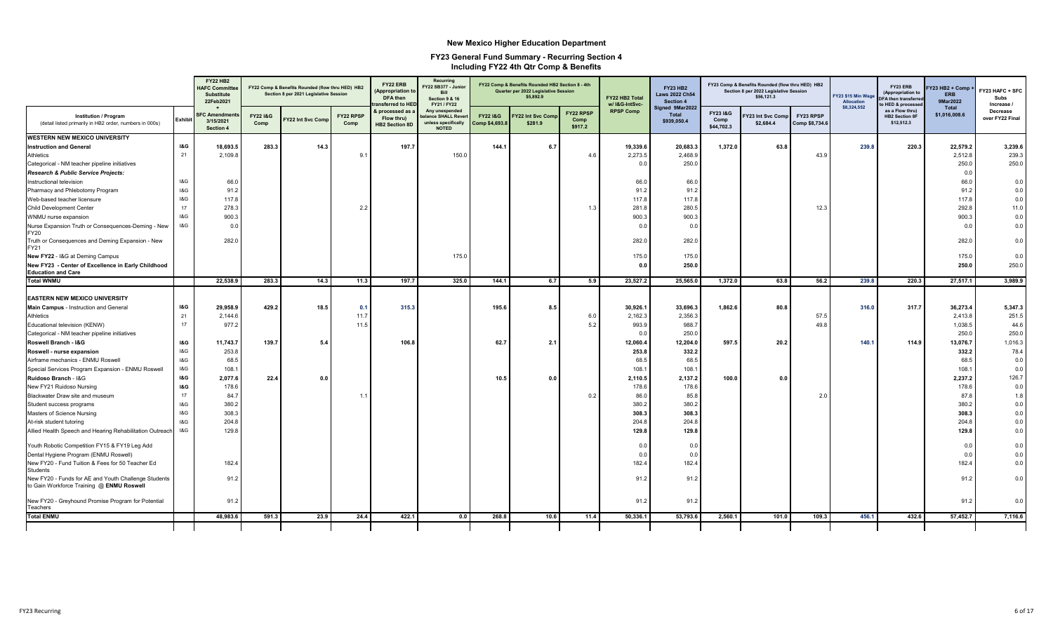# New Mexico Higher Education Department

## FY23 General Fund Summary - Recurring Section 4

### Including FY22 4th Qtr Comp & Benefits

| Institution / Program (detail listed primarily in HB2 order, numbers in 000s) | Exhibit | FY22 HB2 HAFC Committee Substitute 22Feb2021 + SFC Amendments 3/15/2021 Section 4 | FY22 Comp & Benefits Rounded (flow thru HED) HB2 Section 8 per 2021 Legislative Session | | | FY22 ERB (Appropriation to DFA then transferred to HED & processed as a Flow thru) HB2 Section 8D | Recurring FY22 SB377 - Junior Bill Section 9 & 16 FY21 / FY22 Any unexpended balance SHALL Revert unless specifically NOTED | FY22 Comp & Benefits Rounded HB2 Section 8 - 4th Quarter per 2022 Legislative Session $5,892.9 | | | FY22 HB2 Total w/ I&G-IntSvc-RPSP Comp | FY23 HB2 Laws 2022 Ch54 Section 4 Signed 9Mar2022 Total $939,050.4 | FY23 Comp & Benefits Rounded (flow thru HED) HB2 Section 8 per 2022 Legislative Session $56,121.3 | | | FY23 $15 Min Wage Allocation $8,324,552 | FY23 ERB (Appropriation to DFA then transferred to HED & processed as a Flow thru) HB2 Section 8F $12,512.3 | FY23 HB2 + Comp + ERB 9Mar2022 Total $1,016,008.6 | FY23 HAFC + SFC Subs Increase / Decrease over FY22 Final |
|---|---|---|---|---|---|---|---|---|---|---|---|---|---|---|---|---|---|---|---|
| | | | FY22 I&G Comp | FY22 Int Svc Comp | FY22 RPSP Comp | | | FY22 I&G Comp $4,693.8 | FY22 Int Svc Comp $281.9 | FY22 RPSP Comp $917.2 | | | FY23 I&G Comp $44,702.3 | FY23 Int Svc Comp $2,684.4 | FY23 RPSP Comp $8,734.6 | | | | |
| **WESTERN NEW MEXICO UNIVERSITY** | | | | | | | | | | | | | | | | | | | |
| **Instruction and General** | **I&G** | **18,693.5** | **283.3** | **14.3** | | **197.7** | | **144.1** | **6.7** | | 19,339.6 | 20,683.3 | **1,372.0** | **63.8** | | **239.8** | **220.3** | 22,579.2 | 3,239.6 |
| Athletics | 21 | 2,109.8 | | | 9.1 | | 150.0 | | | 4.6 | 2,273.5 | 2,468.9 | | | 43.9 | | | 2,512.8 | 239.3 |
| Categorical - NM teacher pipeline initiatives | | | | | | | | | | | 0.0 | 250.0 | | | | | | 250.0 | 250.0 |
| ***Research & Public Service Projects:*** | | | | | | | | | | | | | | | | | | 0.0 | |
| Instructional television | I&G | 66.0 | | | | | | | | | 66.0 | 66.0 | | | | | | 66.0 | 0.0 |
| Pharmacy and Phlebotomy Program | I&G | 91.2 | | | | | | | | | 91.2 | 91.2 | | | | | | 91.2 | 0.0 |
| Web-based teacher licensure | I&G | 117.8 | | | | | | | | | 117.8 | 117.8 | | | | | | 117.8 | 0.0 |
| Child Development Center | 17 | 278.3 | | | 2.2 | | | | | 1.3 | 281.8 | 280.5 | | | 12.3 | | | 292.8 | 11.0 |
| WNMU nurse expansion | I&G | 900.3 | | | | | | | | | 900.3 | 900.3 | | | | | | 900.3 | 0.0 |
| Nurse Expansion Truth or Consequences-Deming - New FY20 | I&G | 0.0 | | | | | | | | | 0.0 | 0.0 | | | | | | 0.0 | 0.0 |
| Truth or Consequences and Deming Expansion - New FY21 | | 282.0 | | | | | | | | | 282.0 | 282.0 | | | | | | 282.0 | 0.0 |
| **New FY22** - I&G at Deming Campus | | | | | | | 175.0 | | | | 175.0 | 175.0 | | | | | | 175.0 | 0.0 |
| **New FY23 - Center of Excellence in Early Childhood Education and Care** | | | | | | | | | | | **0.0** | **250.0** | | | | | | **250.0** | **250.0** |
| **Total WNMU** | | **22,538.9** | **283.3** | **14.3** | **11.3** | **197.7** | **325.0** | **144.1** | **6.7** | **5.9** | **23,527.2** | **25,565.0** | **1,372.0** | **63.8** | **56.2** | **239.8** | **220.3** | **27,517.1** | **3,989.9** |
| | | | | | | | | | | | | | | | | | | | |
| **EASTERN NEW MEXICO UNIVERSITY** | | | | | | | | | | | | | | | | | | | |
| **Main Campus** - Instruction and General | **I&G** | **29,958.9** | **429.2** | **18.5** | **0.1** | **315.3** | | **195.6** | **8.5** | | **30,926.1** | **33,696.3** | **1,862.6** | **80.8** | | **316.0** | **317.7** | **36,273.4** | **5,347.3** |
| Athletics | 21 | 2,144.6 | | | 11.7 | | | | | 6.0 | 2,162.3 | 2,356.3 | | | 57.5 | | | 2,413.8 | 251.5 |
| Educational television (KENW) | 17 | 977.2 | | | 11.5 | | | | | 5.2 | 993.9 | 988.7 | | | 49.8 | | | 1,038.5 | 44.6 |
| Categorical - NM teacher pipeline initiatives | | | | | | | | | | | 0.0 | 250.0 | | | | | | 250.0 | 250.0 |
| **Roswell Branch - I&G** | **I&G** | **11,743.7** | **139.7** | **5.4** | | **106.8** | | **62.7** | **2.1** | | **12,060.4** | **12,204.0** | **597.5** | **20.2** | | **140.1** | **114.9** | **13,076.7** | **1,016.3** |
| **Roswell - nurse expansion** | I&G | 253.8 | | | | | | | | | **253.8** | **332.2** | | | | | | **332.2** | **78.4** |
| Airframe mechanics - ENMU Roswell | I&G | 68.5 | | | | | | | | | 68.5 | 68.5 | | | | | | 68.5 | 0.0 |
| Special Services Program Expansion - ENMU Roswell | I&G | 108.1 | | | | | | | | | 108.1 | 108.1 | | | | | | 108.1 | 0.0 |
| **Ruidoso Branch** - I&G | **I&G** | **2,077.6** | **22.4** | **0.0** | | | | **10.5** | **0.0** | | **2,110.5** | **2,137.2** | **100.0** | **0.0** | | | | **2,237.2** | **126.7** |
| New FY21 Ruidoso Nursing | **I&G** | 178.6 | | | | | | | | | 178.6 | 178.6 | | | | | | 178.6 | 0.0 |
| Blackwater Draw site and museum | 17 | 84.7 | | | 1.1 | | | | | 0.2 | 86.0 | 85.8 | | | 2.0 | | | 87.8 | 1.8 |
| Student success programs | I&G | 380.2 | | | | | | | | | 380.2 | 380.2 | | | | | | 380.2 | 0.0 |
| Masters of Science Nursing | I&G | 308.3 | | | | | | | | | **308.3** | **308.3** | | | | | | **308.3** | 0.0 |
| At-risk student tutoring | I&G | 204.8 | | | | | | | | | 204.8 | 204.8 | | | | | | 204.8 | 0.0 |
| Allied Health Speech and Hearing Rehabilitation Outreach | I&G | 129.8 | | | | | | | | | **129.8** | **129.8** | | | | | | **129.8** | 0.0 |
| Youth Robotic Competition FY15 & FY19 Leg Add | | | | | | | | | | | 0.0 | 0.0 | | | | | | 0.0 | 0.0 |
| Dental Hygiene Program (ENMU Roswell) | | | | | | | | | | | 0.0 | 0.0 | | | | | | 0.0 | 0.0 |
| New FY20 - Fund Tuition & Fees for 50 Teacher Ed Students | | 182.4 | | | | | | | | | 182.4 | 182.4 | | | | | | 182.4 | 0.0 |
| New FY20 - Funds for AE and Youth Challenge Students to Gain Workforce Training **@ ENMU Roswell** | | 91.2 | | | | | | | | | 91.2 | 91.2 | | | | | | 91.2 | 0.0 |
| New FY20 - Greyhound Promise Program for Potential Teachers | | 91.2 | | | | | | | | | 91.2 | 91.2 | | | | | | 91.2 | 0.0 |
| **Total ENMU** | | **48,983.6** | **591.3** | **23.9** | **24.4** | **422.1** | **0.0** | **268.8** | **10.6** | **11.4** | **50,336.1** | **53,793.6** | **2,560.1** | **101.0** | **109.3** | **456.1** | **432.6** | **57,452.7** | **7,116.6** |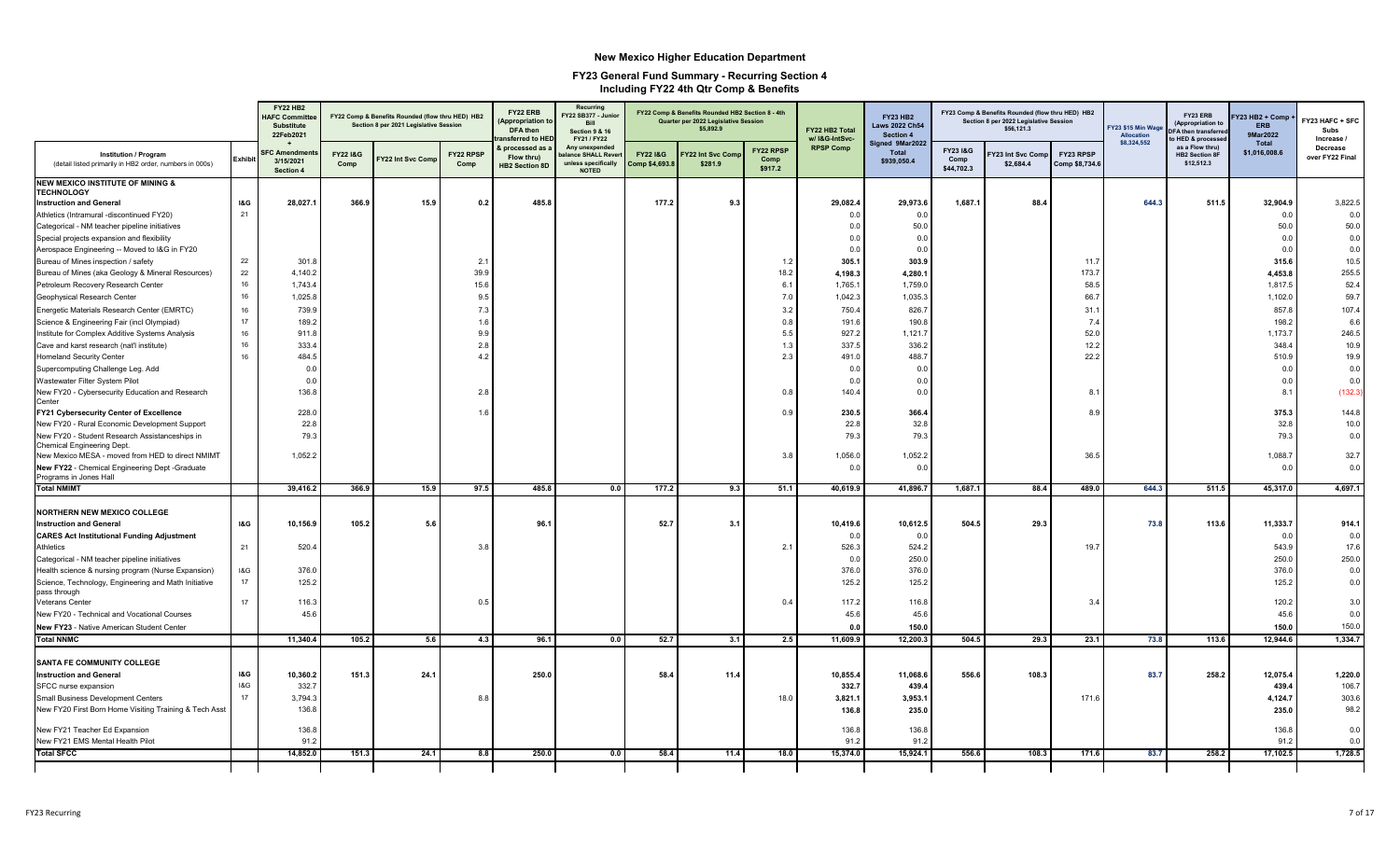# New Mexico Higher Education Department

## FY23 General Fund Summary - Recurring Section 4
### Including FY22 4th Qtr Comp & Benefits

| Institution / Program (detail listed primarily in HB2 order, numbers in 000s) | Exhibit | FY22 HB2 HAFC Committee Substitute 22Feb2021 + SFC Amendments 3/15/2021 Section 4 | FY22 Comp & Benefits Rounded (flow thru HED) HB2 Section 8 per 2021 Legislative Session: FY22 I&G Comp | FY22 Int Svc Comp | FY22 RPSP Comp | FY22 ERB (Appropriation to DFA then transferred to HED & processed as a Flow thru) HB2 Section 8D | Recurring FY22 SB377 - Junior Bill Section 9 & 16 FY21 / FY22 Any unexpended balance SHALL Revert unless specifically NOTED | FY22 Comp & Benefits Rounded HB2 Section 8 - 4th Quarter per 2022 Legislative Session $5,892.9: FY22 I&G Comp $4,693.8 | FY22 Int Svc Comp $281.9 | FY22 RPSP Comp $917.2 | FY22 HB2 Total w/ I&G-IntSvc-RPSP Comp | FY23 HB2 Laws 2022 Ch54 Section 4 Signed 9Mar2022 Total $939,050.4 | FY23 Comp & Benefits Rounded (flow thru HED) HB2 Section 8 per 2022 Legislative Session $56,121.3: FY23 I&G Comp $44,702.3 | FY23 Int Svc Comp $2,684.4 | FY23 RPSP Comp $8,734.6 | FY23 $15 Min Wage Allocation $8,324,552 | FY23 ERB (Appropriation to DFA then transferred to HED & processed as a Flow thru) HB2 Section 8F $12,512.3 | FY23 HB2 + Comp + ERB 9Mar2022 Total $1,016,008.6 | FY23 HAFC + SFC Subs Increase / Decrease over FY22 Final |
|---|---|---|---|---|---|---|---|---|---|---|---|---|---|---|---|---|---|---|---|
| **NEW MEXICO INSTITUTE OF MINING & TECHNOLOGY** | | | | | | | | | | | | | | | | | | | |
| **Instruction and General** | I&G | 28,027.1 | 366.9 | 15.9 | 0.2 | 485.8 | | 177.2 | 9.3 | | 29,082.4 | 29,973.6 | 1,687.1 | 88.4 | | 644.3 | 511.5 | 32,904.9 | 3,822.5 |
| Athletics (Intramural -discontinued FY20) | 21 | | | | | | | | | | 0.0 | 0.0 | | | | | | 0.0 | 0.0 |
| Categorical - NM teacher pipeline initiatives | | | | | | | | | | | 0.0 | 50.0 | | | | | | 50.0 | 50.0 |
| Special projects expansion and flexibility | | | | | | | | | | | 0.0 | 0.0 | | | | | | 0.0 | 0.0 |
| Aerospace Engineering -- Moved to I&G in FY20 | | | | | | | | | | | 0.0 | 0.0 | | | | | | 0.0 | 0.0 |
| Bureau of Mines inspection / safety | 22 | 301.8 | | | 2.1 | | | | | 1.2 | 305.1 | 303.9 | | | 11.7 | | | 315.6 | 10.5 |
| Bureau of Mines (aka Geology & Mineral Resources) | 22 | 4,140.2 | | | 39.9 | | | | | 18.2 | 4,198.3 | 4,280.1 | | | 173.7 | | | 4,453.8 | 255.5 |
| Petroleum Recovery Research Center | 16 | 1,743.4 | | | 15.6 | | | | | 6.1 | 1,765.1 | 1,759.0 | | | 58.5 | | | 1,817.5 | 52.4 |
| Geophysical Research Center | 16 | 1,025.8 | | | 9.5 | | | | | 7.0 | 1,042.3 | 1,035.3 | | | 66.7 | | | 1,102.0 | 59.7 |
| Energetic Materials Research Center (EMRTC) | 16 | 739.9 | | | 7.3 | | | | | 3.2 | 750.4 | 826.7 | | | 31.1 | | | 857.8 | 107.4 |
| Science & Engineering Fair (incl Olympiad) | 17 | 189.2 | | | 1.6 | | | | | 0.8 | 191.6 | 190.8 | | | 7.4 | | | 198.2 | 6.6 |
| Institute for Complex Additive Systems Analysis | 16 | 911.8 | | | 9.9 | | | | | 5.5 | 927.2 | 1,121.7 | | | 52.0 | | | 1,173.7 | 246.5 |
| Cave and karst research (nat'l institute) | 16 | 333.4 | | | 2.8 | | | | | 1.3 | 337.5 | 336.2 | | | 12.2 | | | 348.4 | 10.9 |
| Homeland Security Center | 16 | 484.5 | | | 4.2 | | | | | 2.3 | 491.0 | 488.7 | | | 22.2 | | | 510.9 | 19.9 |
| Supercomputing Challenge Leg. Add | | 0.0 | | | | | | | | | 0.0 | 0.0 | | | | | | 0.0 | 0.0 |
| Wastewater Filter System Pilot | | 0.0 | | | | | | | | | 0.0 | 0.0 | | | | | | 0.0 | 0.0 |
| New FY20 - Cybersecurity Education and Research Center | | 136.8 | | | 2.8 | | | | | 0.8 | 140.4 | 0.0 | | | 8.1 | | | 8.1 | (132.3) |
| **FY21 Cybersecurity Center of Excellence** | | 228.0 | | | 1.6 | | | | | 0.9 | 230.5 | 366.4 | | | 8.9 | | | 375.3 | 144.8 |
| New FY20 - Rural Economic Development Support | | 22.8 | | | | | | | | | 22.8 | 32.8 | | | | | | 32.8 | 10.0 |
| New FY20 - Student Research Assistanceships in Chemical Engineering Dept. | | 79.3 | | | | | | | | | 79.3 | 79.3 | | | | | | 79.3 | 0.0 |
| New Mexico MESA - moved from HED to direct NMIMT | | 1,052.2 | | | | | | | | 3.8 | 1,056.0 | 1,052.2 | | | 36.5 | | | 1,088.7 | 32.7 |
| **New FY22** - Chemical Engineering Dept -Graduate Programs in Jones Hall | | | | | | | | | | | 0.0 | 0.0 | | | | | | 0.0 | 0.0 |
| **Total NMIMT** | | 39,416.2 | 366.9 | 15.9 | 97.5 | 485.8 | 0.0 | 177.2 | 9.3 | 51.1 | 40,619.9 | 41,896.7 | 1,687.1 | 88.4 | 489.0 | 644.3 | 511.5 | 45,317.0 | 4,697.1 |
| **NORTHERN NEW MEXICO COLLEGE** | | | | | | | | | | | | | | | | | | | |
| **Instruction and General** | I&G | 10,156.9 | 105.2 | 5.6 | | 96.1 | | 52.7 | 3.1 | | 10,419.6 | 10,612.5 | 504.5 | 29.3 | | 73.8 | 113.6 | 11,333.7 | 914.1 |
| **CARES Act Institutional Funding Adjustment** | | | | | | | | | | | 0.0 | 0.0 | | | | | | 0.0 | 0.0 |
| Athletics | 21 | 520.4 | | | 3.8 | | | | | 2.1 | 526.3 | 524.2 | | | 19.7 | | | 543.9 | 17.6 |
| Categorical - NM teacher pipeline initiatives | | | | | | | | | | | 0.0 | 250.0 | | | | | | 250.0 | 250.0 |
| Health science & nursing program (Nurse Expansion) | I&G | 376.0 | | | | | | | | | 376.0 | 376.0 | | | | | | 376.0 | 0.0 |
| Science, Technology, Engineering and Math Initiative pass through | 17 | 125.2 | | | | | | | | | 125.2 | 125.2 | | | | | | 125.2 | 0.0 |
| Veterans Center | 17 | 116.3 | | | 0.5 | | | | | 0.4 | 117.2 | 116.8 | | | 3.4 | | | 120.2 | 3.0 |
| New FY20 - Technical and Vocational Courses | | 45.6 | | | | | | | | | 45.6 | 45.6 | | | | | | 45.6 | 0.0 |
| **New FY23** - Native American Student Center | | | | | | | | | | | 0.0 | 150.0 | | | | | | 150.0 | 150.0 |
| **Total NNMC** | | 11,340.4 | 105.2 | 5.6 | 4.3 | 96.1 | 0.0 | 52.7 | 3.1 | 2.5 | 11,609.9 | 12,200.3 | 504.5 | 29.3 | 23.1 | 73.8 | 113.6 | 12,944.6 | 1,334.7 |
| **SANTA FE COMMUNITY COLLEGE** | | | | | | | | | | | | | | | | | | | |
| **Instruction and General** | I&G | 10,360.2 | 151.3 | 24.1 | | 250.0 | | 58.4 | 11.4 | | 10,855.4 | 11,068.6 | 556.6 | 108.3 | | 83.7 | 258.2 | 12,075.4 | 1,220.0 |
| SFCC nurse expansion | I&G | 332.7 | | | | | | | | | 332.7 | 439.4 | | | | | | 439.4 | 106.7 |
| Small Business Development Centers | 17 | 3,794.3 | | | 8.8 | | | | | 18.0 | 3,821.1 | 3,953.1 | | | 171.6 | | | 4,124.7 | 303.6 |
| New FY20 First Born Home Visiting Training & Tech Asst | | 136.8 | | | | | | | | | 136.8 | 235.0 | | | | | | 235.0 | 98.2 |
| New FY21 Teacher Ed Expansion | | 136.8 | | | | | | | | | 136.8 | 136.8 | | | | | | 136.8 | 0.0 |
| New FY21 EMS Mental Health Pilot | | 91.2 | | | | | | | | | 91.2 | 91.2 | | | | | | 91.2 | 0.0 |
| **Total SFCC** | | 14,852.0 | 151.3 | 24.1 | 8.8 | 250.0 | 0.0 | 58.4 | 11.4 | 18.0 | 15,374.0 | 15,924.1 | 556.6 | 108.3 | 171.6 | 83.7 | 258.2 | 17,102.5 | 1,728.5 |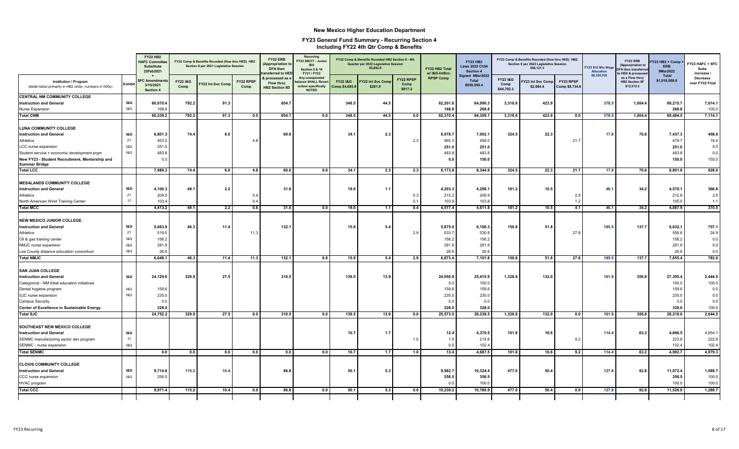# New Mexico Higher Education Department

## FY23 General Fund Summary - Recurring Section 4

### Including FY22 4th Qtr Comp & Benefits

| Institution / Program (detail listed primarily in HB2 order, numbers in 000s) | Exhibit | FY22 HB2 HAFC Committee Substitute 22Feb2021 + SFC Amendments 3/15/2021 Section 4 | FY22 Comp & Benefits Rounded (flow thru HED) HB2 Section 8 per 2021 Legislative Session | | | FY22 ERB (Appropriation to DFA then transferred to HED & processed as a Flow thru) HB2 Section 8D | Recurring FY22 SB377 - Junior Bill Section 9 & 16 FY21 / FY22 Any unexpended balance SHALL Revert unless specifically NOTED | FY22 Comp & Benefits Rounded HB2 Section 8 - 4th Quarter per 2022 Legislative Session $5,892.9 | | | FY22 HB2 Total w/ I&G-IntSvc-RPSP Comp | FY23 HB2 Laws 2022 Ch54 Section 4 Signed 9Mar2022 Total $939,050.4 | FY23 Comp & Benefits Rounded (flow thru HED) HB2 Section 8 per 2022 Legislative Session $56,121.3 | | | FY23 $15 Min Wage Allocation $8,324,552 | FY23 ERB (Appropriation to DFA then transferred to HED & processed as a Flow thru) HB2 Section 8F $12,512.3 | FY23 HB2 + Comp + ERB 9Mar2022 Total $1,016,008.6 | FY23 HAFC + SFC Subs Increase / Decrease over FY22 Final |
|---|---|---|---|---|---|---|---|---|---|---|---|---|---|---|---|---|---|---|---|
| | | | FY22 I&G Comp | FY22 Int Svc Comp | FY22 RPSP Comp | | | FY22 I&G Comp $4,693.8 | FY22 Int Svc Comp $281.9 | FY22 RPSP Comp $917.2 | | | FY23 I&G Comp $44,702.3 | FY23 Int Svc Comp $2,684.4 | FY23 RPSP Comp $8,734.6 | | | | |
| **CENTRAL NM COMMUNITY COLLEGE** | | | | | | | | | | | | | | | | | | | |
| **Instruction and General** | **I&G** | **60,070.4** | **792.2** | **91.3** | | **854.7** | | **348.5** | **44.5** | | 62,201.6 | 64,090.3 | 3,318.6 | 423.9 | | 378.5 | 1,004.4 | 69,215.7 | 7,014.1 |
| Nurse Expansion | I&G | 168.8 | | | | | | | | | 168.8 | 268.8 | | | | | | 268.8 | 100.0 |
| **Total CNM** | | **60,239.2** | **792.2** | **91.3** | **0.0** | **854.7** | **0.0** | **348.5** | **44.5** | **0.0** | **62,370.4** | **64,359.1** | **3,318.6** | **423.9** | **0.0** | **378.5** | **1,004.4** | **69,484.5** | **7,114.1** |
| **LUNA COMMUNITY COLLEGE** | | | | | | | | | | | | | | | | | | | |
| **Instruction and General** | **I&G** | **6,801.3** | **74.4** | **6.0** | | **60.6** | | **34.1** | **2.3** | | 6,978.7 | 7,002.1 | 324.5 | 22.3 | | 17.8 | 70.6 | 7,437.3 | 458.6 |
| Athletics | 21 | 453.2 | | | 4.8 | | | | | 2.3 | 460.3 | 458.0 | | | 21.7 | | | 479.7 | 19.4 |
| LCC nurse expansion | I&G | 251.0 | | | | | | | | | 251.0 | 251.0 | | | | | | 251.0 | 0.0 |
| Student service + economic development prgm | I&G | 483.8 | | | | | | | | | 483.8 | 483.8 | | | | | | 483.8 | 0.0 |
| **New FY23 - Student Recruitment, Mentorship and Summer Bridge** | | 0.0 | | | | | | | | | 0.0 | 150.0 | | | | | | 150.0 | 150.0 |
| **Total LCC** | | **7,989.3** | **74.4** | **6.0** | **4.8** | **60.6** | **0.0** | **34.1** | **2.3** | **2.3** | **8,173.8** | **8,344.9** | **324.5** | **22.3** | **21.7** | **17.8** | **70.6** | **8,801.8** | **628.0** |
| **MESALANDS COMMUNITY COLLEGE** | | | | | | | | | | | | | | | | | | | |
| **Instruction and General** | **I&G** | **4,100.3** | **49.1** | **2.2** | | **31.6** | | **19.0** | **1.1** | | 4,203.3 | 4,298.1 | 181.2 | 10.5 | | 46.1 | 34.2 | 4,570.1 | 366.8 |
| Athletics | 21 | 209.5 | | | 0.4 | | | | | 0.3 | 210.2 | 209.9 | | | 2.9 | | | 212.8 | 2.6 |
| North American Wind Training Center | 17 | 103.4 | | | 0.4 | | | | | 0.1 | 103.9 | 103.8 | | | 1.2 | | | 105.0 | 1.1 |
| **Total MCC** | | **4,413.2** | **49.1** | **2.2** | **0.8** | **31.6** | **0.0** | **19.0** | **1.1** | **0.4** | **4,517.4** | **4,611.8** | **181.2** | **10.5** | **4.1** | **46.1** | **34.2** | **4,887.9** | **370.5** |
| **NEW MEXICO JUNIOR COLLEGE** | | | | | | | | | | | | | | | | | | | |
| **Instruction and General** | **I&G** | **5,663.9** | **46.3** | **11.4** | | **132.1** | | **15.9** | **5.4** | | 5,875.0 | 6,106.3 | 150.8 | 51.8 | | 185.5 | 137.7 | 6,632.1 | 757.1 |
| Athletics | 21 | 519.5 | | | 11.3 | | | | | 2.9 | 533.7 | 530.8 | | | 27.8 | | | 558.6 | 24.9 |
| Oil & gas training center | I&G | 156.2 | | | | | | | | | 156.2 | 156.2 | | | | | | 156.2 | 0.0 |
| NMJC nurse expansion | I&G | 281.9 | | | | | | | | | 281.9 | 281.9 | | | | | | 281.9 | 0.0 |
| Lea County distance education consortium | I&G | 26.6 | | | | | | | | | 26.6 | 26.6 | | | | | | 26.6 | 0.0 |
| **Total NMJC** | | **6,648.1** | **46.3** | **11.4** | **11.3** | **132.1** | **0.0** | **15.9** | **5.4** | **2.9** | **6,873.4** | **7,101.8** | **150.8** | **51.8** | **27.8** | **185.5** | **137.7** | **7,655.4** | **782.0** |
| **SAN JUAN COLLEGE** | | | | | | | | | | | | | | | | | | | |
| **Instruction and General** | **I&G** | **24,129.6** | **329.9** | **27.5** | | **310.5** | | **139.5** | **13.9** | | 24,950.9 | 25,415.9 | 1,328.8 | 132.0 | | 161.9 | 356.8 | 27,395.4 | 2,444.5 |
| Categorical - NM tribal education initiatives | | | | | | | | | | | 0.0 | 100.0 | | | | | | 100.0 | 100.0 |
| Dental hygiene program | I&G | 159.6 | | | | | | | | | 159.6 | 159.6 | | | | | | 159.6 | 0.0 |
| SJC nurse expansion | I&G | 235.0 | | | | | | | | | 235.0 | 235.0 | | | | | | 235.0 | 0.0 |
| Campus Security | | 0.0 | | | | | | | | | 0.0 | 0.0 | | | | | | 0.0 | 0.0 |
| **Center of Excellence in Sustainable Energy** | | 228.0 | | | | | | | | | 228.0 | 328.0 | | | | | | 328.0 | 100.0 |
| **Total SJC** | | **24,752.2** | **329.9** | **27.5** | **0.0** | **310.5** | **0.0** | **139.5** | **13.9** | **0.0** | **25,573.5** | **26,238.5** | **1,328.8** | **132.0** | **0.0** | **161.9** | **356.8** | **28,218.0** | **2,644.5** |
| **SOUTHEAST NEW MEXICO COLLEGE** | | | | | | | | | | | | | | | | | | | |
| **Instruction and General** | **I&G** | | | | | | | **10.7** | **1.7** | | 12.4 | 4,370.5 | 101.8 | 16.6 | | 114.4 | 63.2 | 4,666.5 | 4,654.1 |
| SENMC manufacturing sector dev program | 17 | | | | | | | | | 1.0 | 1.0 | 214.6 | | | 9.2 | | | 223.8 | 222.8 |
| SENMC - nurse expansion | I&G | | | | | | | | | | 0.0 | 102.4 | | | | | | 102.4 | 102.4 |
| **Total SENMC** | | **0.0** | **0.0** | **0.0** | **0.0** | **0.0** | **0.0** | **10.7** | **1.7** | **1.0** | **13.4** | **4,687.5** | **101.8** | **16.6** | **9.2** | **114.4** | **63.2** | **4,992.7** | **4,979.3** |
| **CLOVIS COMMUNITY COLLEGE** | | | | | | | | | | | | | | | | | | | |
| **Instruction and General** | **I&G** | **9,714.9** | **115.2** | **10.4** | | **86.8** | | **50.1** | **5.3** | | 9,982.7 | 10,324.4 | 477.0 | 50.4 | | 127.8 | 92.8 | 11,072.4 | 1,089.7 |
| CCC nurse expansion | I&G | 256.5 | | | | | | | | | 256.5 | 356.5 | | | | | | 356.5 | 100.0 |
| HVAC program | | | | | | | | | | | 0.0 | 100.0 | | | | | | 100.0 | 100.0 |
| **Total CCC** | | **9,971.4** | **115.2** | **10.4** | **0.0** | **86.8** | **0.0** | **50.1** | **5.3** | **0.0** | **10,239.2** | **10,780.9** | **477.0** | **50.4** | **0.0** | **127.8** | **92.8** | **11,528.9** | **1,289.7** |

FY23 Recurring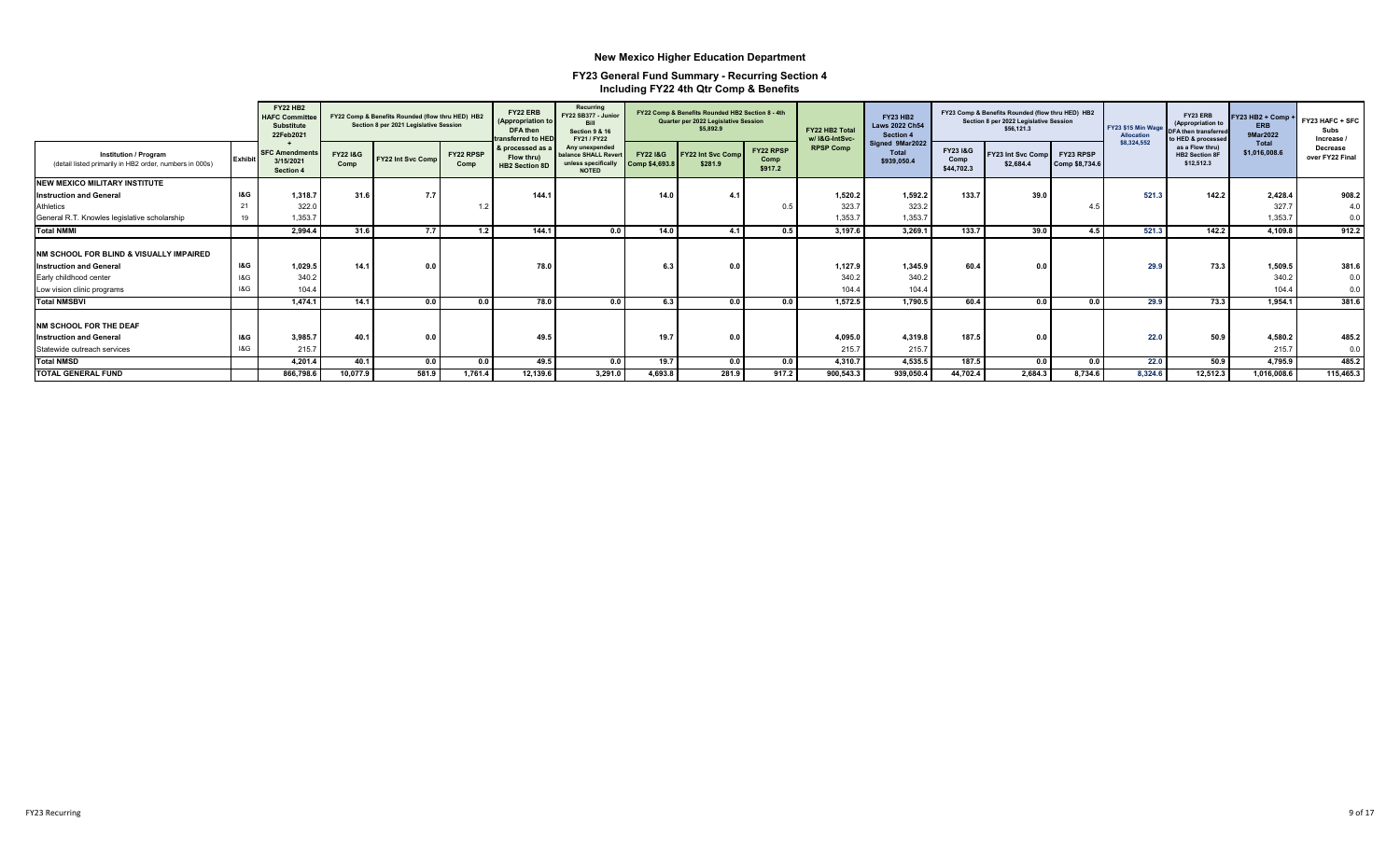# New Mexico Higher Education Department

## FY23 General Fund Summary - Recurring Section 4
### Including FY22 4th Qtr Comp & Benefits

| Institution / Program (detail listed primarily in HB2 order, numbers in 000s) | Exhibit | FY22 HB2 HAFC Committee Substitute 22Feb2021 + SFC Amendments 3/15/2021 Section 4 | FY22 Comp & Benefits Rounded (flow thru HED) HB2 Section 8 per 2021 Legislative Session | | | FY22 ERB (Appropriation to DFA then transferred to HED & processed as a Flow thru) HB2 Section 8D | Recurring FY22 SB377 - Junior Bill Section 9 & 16 FY21 / FY22 Any unexpended balance SHALL Revert unless specifically NOTED | FY22 Comp & Benefits Rounded HB2 Section 8 - 4th Quarter per 2022 Legislative Session $5,892.9 | | | FY22 HB2 Total w/ I&G-IntSvc-RPSP Comp | FY23 HB2 Laws 2022 Ch54 Section 4 Signed 9Mar2022 Total $939,050.4 | FY23 Comp & Benefits Rounded (flow thru HED) HB2 Section 8 per 2022 Legislative Session $56,121.3 | | | FY23 $15 Min Wage Allocation $8,324,552 | FY23 ERB (Appropriation to DFA then transferred to HED & processed as a Flow thru) HB2 Section 8F $12,512.3 | FY23 HB2 + Comp + ERB 9Mar2022 Total $1,016,008.6 | FY23 HAFC + SFC Subs Increase / Decrease over FY22 Final |
|---|---|---|---|---|---|---|---|---|---|---|---|---|---|---|---|---|---|---|---|
| | | | FY22 I&G Comp | FY22 Int Svc Comp | FY22 RPSP Comp | | | FY22 I&G Comp $4,693.8 | FY22 Int Svc Comp $281.9 | FY22 RPSP Comp $917.2 | | | FY23 I&G Comp $44,702.4 | FY23 Int Svc Comp $2,684.4 | FY23 RPSP Comp $8,734.6 | | | | |
| **NEW MEXICO MILITARY INSTITUTE** | | | | | | | | | | | | | | | | | | | |
| **Instruction and General** | **I&G** | **1,318.7** | **31.6** | **7.7** | | **144.1** | | **14.0** | **4.1** | | **1,520.2** | **1,592.2** | **133.7** | **39.0** | | **521.3** | **142.2** | **2,428.4** | **908.2** |
| Athletics | 21 | 322.0 | | | 1.2 | | | | | 0.5 | 323.7 | 323.2 | | | 4.5 | | | 327.7 | 4.0 |
| General R.T. Knowles legislative scholarship | 19 | 1,353.7 | | | | | | | | | 1,353.7 | 1,353.7 | | | | | | 1,353.7 | 0.0 |
| **Total NMMI** | | **2,994.4** | **31.6** | **7.7** | **1.2** | **144.1** | **0.0** | **14.0** | **4.1** | **0.5** | **3,197.6** | **3,269.1** | **133.7** | **39.0** | **4.5** | **521.3** | **142.2** | **4,109.8** | **912.2** |
| **NM SCHOOL FOR BLIND & VISUALLY IMPAIRED** | | | | | | | | | | | | | | | | | | | |
| **Instruction and General** | **I&G** | **1,029.5** | **14.1** | **0.0** | | **78.0** | | **6.3** | **0.0** | | **1,127.9** | **1,345.9** | **60.4** | **0.0** | | **29.9** | **73.3** | **1,509.5** | **381.6** |
| Early childhood center | I&G | 340.2 | | | | | | | | | 340.2 | 340.2 | | | | | | 340.2 | 0.0 |
| Low vision clinic programs | I&G | 104.4 | | | | | | | | | 104.4 | 104.4 | | | | | | 104.4 | 0.0 |
| **Total NMSBVI** | | **1,474.1** | **14.1** | **0.0** | **0.0** | **78.0** | **0.0** | **6.3** | **0.0** | **0.0** | **1,572.5** | **1,790.5** | **60.4** | **0.0** | **0.0** | **29.9** | **73.3** | **1,954.1** | **381.6** |
| **NM SCHOOL FOR THE DEAF** | | | | | | | | | | | | | | | | | | | |
| **Instruction and General** | **I&G** | **3,985.7** | **40.1** | **0.0** | | **49.5** | | **19.7** | **0.0** | | **4,095.0** | **4,319.8** | **187.5** | **0.0** | | **22.0** | **50.9** | **4,580.2** | **485.2** |
| Statewide outreach services | I&G | 215.7 | | | | | | | | | 215.7 | 215.7 | | | | | | 215.7 | 0.0 |
| **Total NMSD** | | **4,201.4** | **40.1** | **0.0** | **0.0** | **49.5** | **0.0** | **19.7** | **0.0** | **0.0** | **4,310.7** | **4,535.5** | **187.5** | **0.0** | **0.0** | **22.0** | **50.9** | **4,795.9** | **485.2** |
| **TOTAL GENERAL FUND** | | **866,798.6** | **10,077.9** | **581.9** | **1,761.4** | **12,139.6** | **3,291.0** | **4,693.8** | **281.9** | **917.2** | **900,543.3** | **939,050.4** | **44,702.4** | **2,684.3** | **8,734.6** | **8,324.6** | **12,512.3** | **1,016,008.6** | **115,465.3** |

FY23 Recurring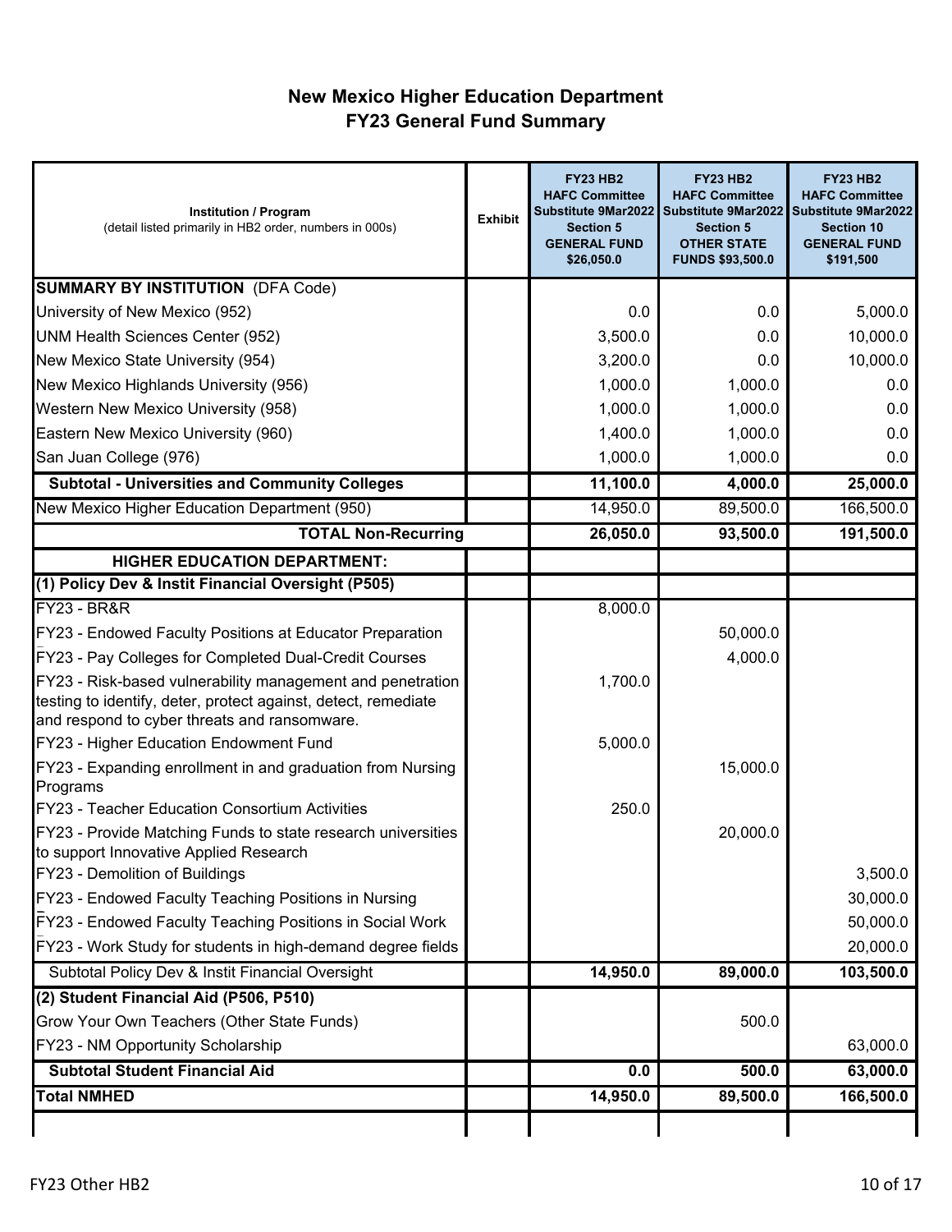# New Mexico Higher Education Department
## FY23 General Fund Summary

| Institution / Program (detail listed primarily in HB2 order, numbers in 000s) | Exhibit | FY23 HB2 HAFC Committee Substitute 9Mar2022 Section 5 GENERAL FUND $26,050.0 | FY23 HB2 HAFC Committee Substitute 9Mar2022 Section 5 OTHER STATE FUNDS $93,500.0 | FY23 HB2 HAFC Committee Substitute 9Mar2022 Section 10 GENERAL FUND $191,500 |
|---|---|---|---|---|
| **SUMMARY BY INSTITUTION** (DFA Code) | | | | |
| University of New Mexico (952) | | 0.0 | 0.0 | 5,000.0 |
| UNM Health Sciences Center (952) | | 3,500.0 | 0.0 | 10,000.0 |
| New Mexico State University (954) | | 3,200.0 | 0.0 | 10,000.0 |
| New Mexico Highlands University (956) | | 1,000.0 | 1,000.0 | 0.0 |
| Western New Mexico University (958) | | 1,000.0 | 1,000.0 | 0.0 |
| Eastern New Mexico University (960) | | 1,400.0 | 1,000.0 | 0.0 |
| San Juan College (976) | | 1,000.0 | 1,000.0 | 0.0 |
| **Subtotal - Universities and Community Colleges** | | **11,100.0** | **4,000.0** | **25,000.0** |
| New Mexico Higher Education Department (950) | | 14,950.0 | 89,500.0 | 166,500.0 |
| **TOTAL Non-Recurring** | | **26,050.0** | **93,500.0** | **191,500.0** |
| **HIGHER EDUCATION DEPARTMENT:** | | | | |
| **(1) Policy Dev & Instit Financial Oversight (P505)** | | | | |
| FY23 - BR&R | | 8,000.0 | | |
| FY23 - Endowed Faculty Positions at Educator Preparation | | | 50,000.0 | |
| FY23 - Pay Colleges for Completed Dual-Credit Courses | | | 4,000.0 | |
| FY23 - Risk-based vulnerability management and penetration testing to identify, deter, protect against, detect, remediate and respond to cyber threats and ransomware. | | 1,700.0 | | |
| FY23 - Higher Education Endowment Fund | | 5,000.0 | | |
| FY23 - Expanding enrollment in and graduation from Nursing Programs | | | 15,000.0 | |
| FY23 - Teacher Education Consortium Activities | | 250.0 | | |
| FY23 - Provide Matching Funds to state research universities to support Innovative Applied Research | | | 20,000.0 | |
| FY23 - Demolition of Buildings | | | | 3,500.0 |
| FY23 - Endowed Faculty Teaching Positions in Nursing | | | | 30,000.0 |
| FY23 - Endowed Faculty Teaching Positions in Social Work | | | | 50,000.0 |
| FY23 - Work Study for students in high-demand degree fields | | | | 20,000.0 |
| Subtotal Policy Dev & Instit Financial Oversight | | **14,950.0** | **89,000.0** | **103,500.0** |
| **(2) Student Financial Aid (P506, P510)** | | | | |
| Grow Your Own Teachers (Other State Funds) | | | 500.0 | |
| FY23 - NM Opportunity Scholarship | | | | 63,000.0 |
| **Subtotal Student Financial Aid** | | **0.0** | **500.0** | **63,000.0** |
| **Total NMHED** | | **14,950.0** | **89,500.0** | **166,500.0** |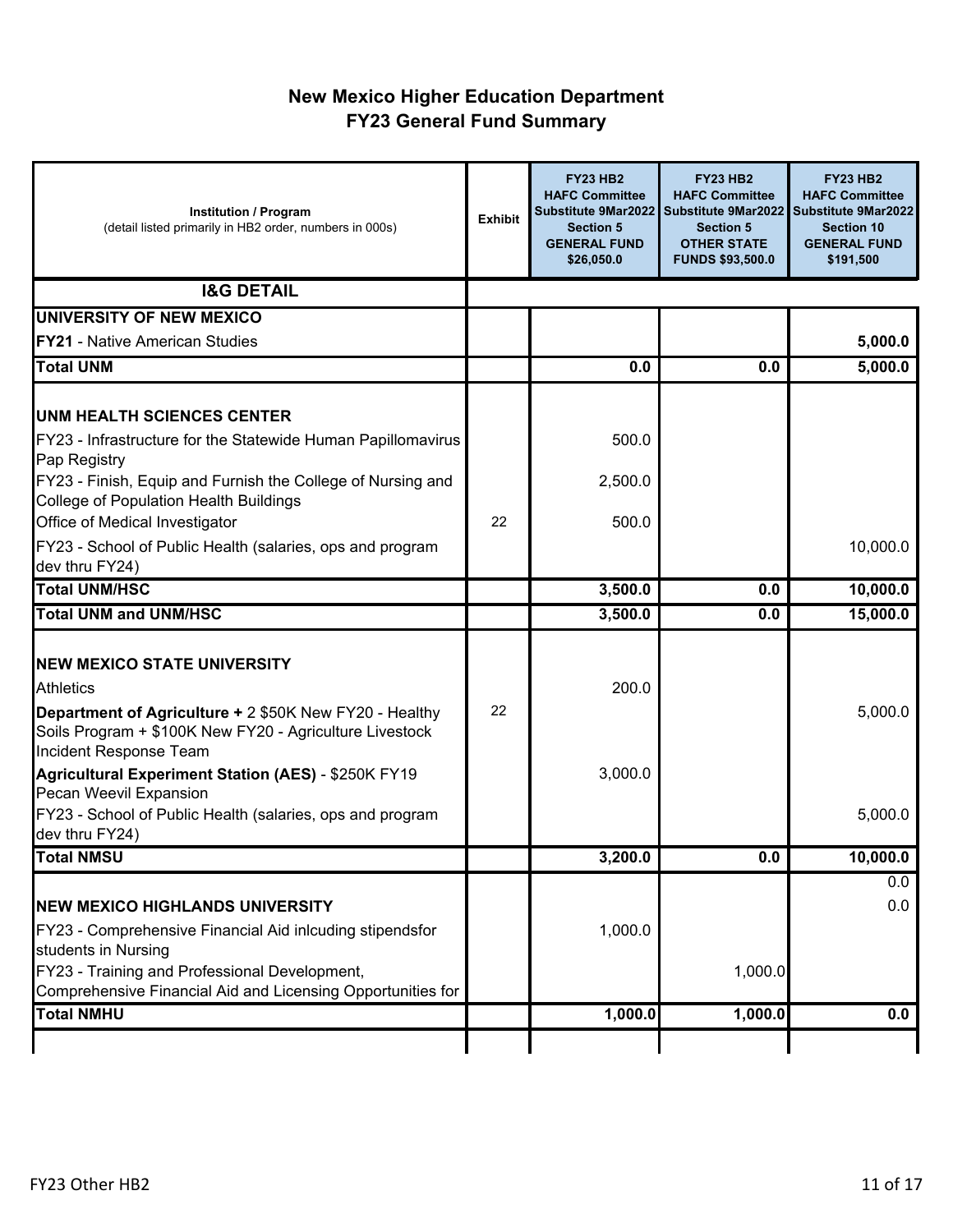# New Mexico Higher Education Department
## FY23 General Fund Summary

| Institution / Program (detail listed primarily in HB2 order, numbers in 000s) | Exhibit | FY23 HB2 HAFC Committee Substitute 9Mar2022 Section 5 GENERAL FUND $26,050.0 | FY23 HB2 HAFC Committee Substitute 9Mar2022 Section 5 OTHER STATE FUNDS $93,500.0 | FY23 HB2 HAFC Committee Substitute 9Mar2022 Section 10 GENERAL FUND $191,500 |
|---|---|---|---|---|
| **I&G DETAIL** | | | | |
| **UNIVERSITY OF NEW MEXICO** | | | | |
| **FY21** - Native American Studies | | | | **5,000.0** |
| **Total UNM** | | **0.0** | **0.0** | **5,000.0** |
| | | | | |
| **UNM HEALTH SCIENCES CENTER** | | | | |
| FY23 - Infrastructure for the Statewide Human Papillomavirus Pap Registry | | 500.0 | | |
| FY23 - Finish, Equip and Furnish the College of Nursing and College of Population Health Buildings | | 2,500.0 | | |
| Office of Medical Investigator | 22 | 500.0 | | |
| FY23 - School of Public Health (salaries, ops and program dev thru FY24) | | | | 10,000.0 |
| **Total UNM/HSC** | | **3,500.0** | **0.0** | **10,000.0** |
| **Total UNM and UNM/HSC** | | **3,500.0** | **0.0** | **15,000.0** |
| | | | | |
| **NEW MEXICO STATE UNIVERSITY** | | | | |
| Athletics | | 200.0 | | |
| **Department of Agriculture +** 2 $50K New FY20 - Healthy Soils Program + $100K New FY20 - Agriculture Livestock Incident Response Team | 22 | | | 5,000.0 |
| **Agricultural Experiment Station (AES)** - $250K FY19 Pecan Weevil Expansion | | 3,000.0 | | |
| FY23 - School of Public Health (salaries, ops and program dev thru FY24) | | | | 5,000.0 |
| **Total NMSU** | | **3,200.0** | **0.0** | **10,000.0** |
| | | | | 0.0 |
| **NEW MEXICO HIGHLANDS UNIVERSITY** | | | | 0.0 |
| FY23 - Comprehensive Financial Aid inlcuding stipendsfor students in Nursing | | 1,000.0 | | |
| FY23 - Training and Professional Development, Comprehensive Financial Aid and Licensing Opportunities for | | | 1,000.0 | |
| **Total NMHU** | | **1,000.0** | **1,000.0** | **0.0** |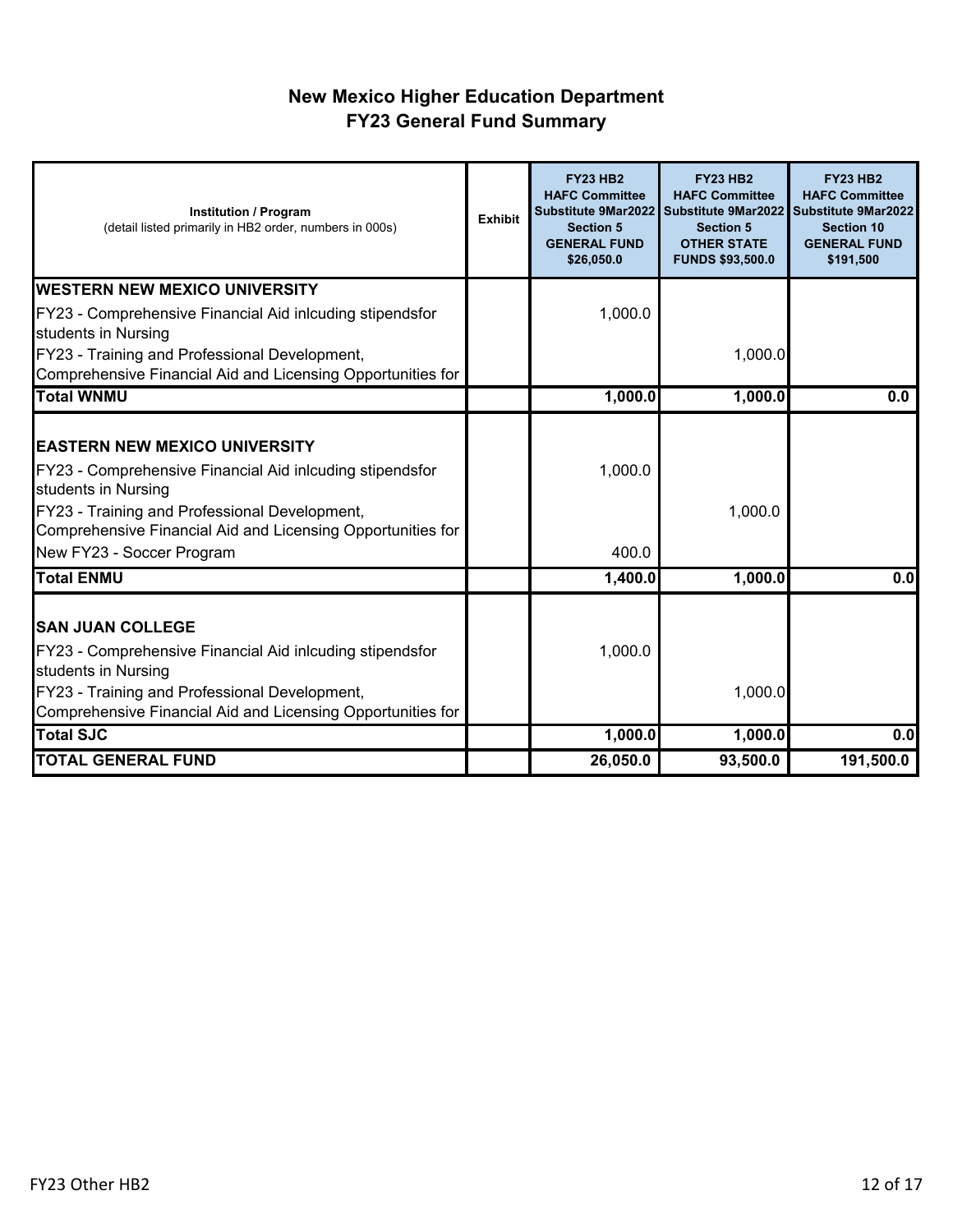# New Mexico Higher Education Department
## FY23 General Fund Summary

| Institution / Program<br>(detail listed primarily in HB2 order, numbers in 000s) | Exhibit | FY23 HB2 HAFC Committee Substitute 9Mar2022 Section 5 GENERAL FUND $26,050.0 | FY23 HB2 HAFC Committee Substitute 9Mar2022 Section 5 OTHER STATE FUNDS $93,500.0 | FY23 HB2 HAFC Committee Substitute 9Mar2022 Section 10 GENERAL FUND $191,500 |
|---|---|---|---|---|
| **WESTERN NEW MEXICO UNIVERSITY** | | | | |
| FY23 - Comprehensive Financial Aid inlcuding stipendsfor students in Nursing | | 1,000.0 | | |
| FY23 - Training and Professional Development, Comprehensive Financial Aid and Licensing Opportunities for | | | 1,000.0 | |
| **Total WNMU** | | **1,000.0** | **1,000.0** | **0.0** |
| **EASTERN NEW MEXICO UNIVERSITY** | | | | |
| FY23 - Comprehensive Financial Aid inlcuding stipendsfor students in Nursing | | 1,000.0 | | |
| FY23 - Training and Professional Development, Comprehensive Financial Aid and Licensing Opportunities for | | | 1,000.0 | |
| New FY23 - Soccer Program | | 400.0 | | |
| **Total ENMU** | | **1,400.0** | **1,000.0** | **0.0** |
| **SAN JUAN COLLEGE** | | | | |
| FY23 - Comprehensive Financial Aid inlcuding stipendsfor students in Nursing | | 1,000.0 | | |
| FY23 - Training and Professional Development, Comprehensive Financial Aid and Licensing Opportunities for | | | 1,000.0 | |
| **Total SJC** | | **1,000.0** | **1,000.0** | **0.0** |
| **TOTAL GENERAL FUND** | | **26,050.0** | **93,500.0** | **191,500.0** |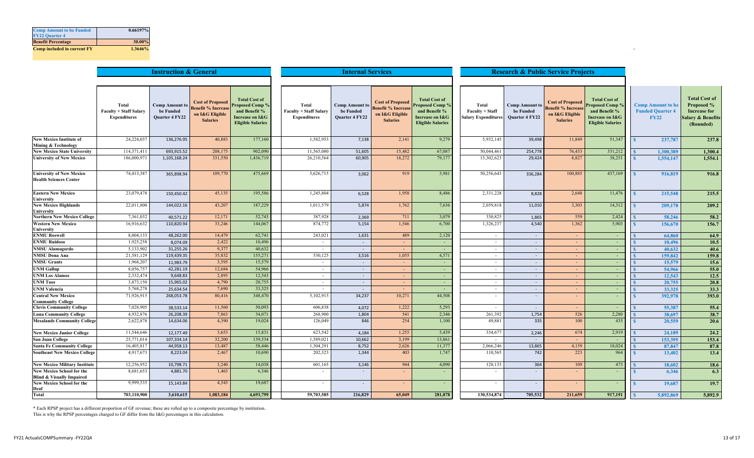| Comp Amount to be Funded FY22 Quarter 4 | 0.66197% |
|---|---|
| Benefit Percentage | 30.00% |
| Comp included in current FY | 1.3646% |

| | Instruction & General | | | | Internal Services | | | | Research & Public Service Projects | | | | | |
|---|---|---|---|---|---|---|---|---|---|---|---|---|---|---|
| | Total Faculty + Staff Salary Expenditures | Comp Amount to be Funded Quarter 4 FY22 | Cost of Proposed Benefit % Increase on I&G Eligible Salaries | Total Cost of Proposed Comp % and Benefit % Increase on I&G Eligible Salaries | Total Faculty + Staff Salary Expenditures | Comp Amount to be Funded Quarter 4 FY22 | Cost of Proposed Benefit % Increase on I&G Eligible Salaries | Total Cost of Proposed Comp % and Benefit % Increase on I&G Eligible Salaries | Total Faculty + Staff Salary Expenditures | Comp Amount to be Funded Quarter 4 FY22 | Cost of Proposed Benefit % Increase on I&G Eligible Salaries | Total Cost of Proposed Comp % and Benefit % Increase on I&G Eligible Salaries | Comp Amount to be Funded Quarter 4 FY22 | Total Cost of Proposed % Increase for Salary & Benefits (Rounded) |
| New Mexico Institute of Mining & Technology | 24,224,037 | 136,276.95 | 40,883 | 177,160 | 1,582,953 | 7,138 | 2,141 | 9,279 | 5,932,145 | 39,498 | 11,849 | 51,347 | $ 237,787 | 237.8 |
| New Mexico State University | 114,371,411 | 693,915.52 | 208,175 | 902,090 | 11,565,080 | 51,605 | 15,482 | 67,087 | 50,044,461 | 254,778 | 76,433 | 331,212 | $ 1,300,389 | 1,300.4 |
| University of New Mexico | 186,000,971 | 1,105,168.24 | 331,550 | 1,436,719 | 26,210,564 | 60,905 | 18,272 | 79,177 | 15,302,623 | 29,424 | 8,827 | 38,251 | $ 1,554,147 | 1,554.1 |
| University of New Mexico Health Sciences Center | 74,413,387 | 365,898.94 | 109,770 | 475,669 | 5,626,715 | 3,062 | 919 | 3,981 | 50,256,643 | 336,284 | 100,885 | 437,169 | $ 916,819 | 916.8 |
| Eastern New Mexico University | 23,079,478 | 150,450.42 | 45,135 | 195,586 | 1,245,804 | 6,528 | 1,958 | 8,486 | 2,331,228 | 8,828 | 2,648 | 11,476 | $ 215,548 | 215.5 |
| New Mexico Highlands University | 22,011,800 | 144,022.16 | 43,207 | 187,229 | 1,011,579 | 5,874 | 1,762 | 7,636 | 2,059,818 | 11,010 | 3,303 | 14,312 | $ 209,178 | 209.2 |
| Northern New Mexico College | 7,361,032 | 40,571.22 | 12,171 | 52,743 | 387,928 | 2,369 | 711 | 3,079 | 330,825 | 1,865 | 559 | 2,424 | $ 58,246 | 58.2 |
| Western New Mexico University | 16,916,632 | 110,820.94 | 33,246 | 144,067 | 874,772 | 5,154 | 1,546 | 6,700 | 1,326,237 | 4,540 | 1,362 | 5,903 | $ 156,670 | 156.7 |
| ENMU Roswell | 8,004,133 | 48,262.00 | 14,479 | 62,741 | 243,021 | 1,631 | 489 | 2,120 | - | - | - | - | $ 64,860 | 64.9 |
| ENMU Ruidoso | 1,925,258 | 8,074.09 | 2,422 | 10,496 | - | - | - | - | - | - | - | - | $ 10,496 | 10.5 |
| NMSU Alamogordo | 5,133,902 | 31,255.26 | 9,377 | 40,632 | - | - | - | - | - | - | - | - | $ 40,632 | 40.6 |
| NMSU Dona Ana | 21,581,129 | 119,439.35 | 35,832 | 155,271 | 530,125 | 3,516 | 1,055 | 4,571 | - | - | - | - | $ 159,842 | 159.8 |
| NMSU Grants | 1,968,207 | 11,983.79 | 3,595 | 15,579 | - | - | - | - | - | - | - | - | $ 15,579 | 15.6 |
| UNM Gallup | 8,056,757 | 42,281.19 | 12,684 | 54,966 | - | - | - | - | - | - | - | - | $ 54,966 | 55.0 |
| UNM Los Alamos | 2,332,474 | 9,648.83 | 2,895 | 12,543 | - | - | - | - | - | - | - | - | $ 12,543 | 12.5 |
| UNM Taos | 3,873,150 | 15,965.02 | 4,790 | 20,755 | - | - | - | - | - | - | - | - | $ 20,755 | 20.8 |
| UNM Valencia | 5,768,278 | 25,634.54 | 7,690 | 33,325 | - | - | - | - | - | - | - | - | $ 33,325 | 33.3 |
| Central New Mexico Community College | 71,926,915 | 268,053.78 | 80,416 | 348,470 | 5,102,915 | 34,237 | 10,271 | 44,508 | - | - | - | - | $ 392,978 | 393.0 |
| Clovis Community College | 7,028,905 | 38,533.14 | 11,560 | 50,093 | 606,838 | 4,072 | 1,222 | 5,293 | - | - | - | - | $ 55,387 | 55.4 |
| Luna Community College | 4,932,876 | 26,208.39 | 7,863 | 34,071 | 268,900 | 1,804 | 541 | 2,346 | 261,392 | 1,754 | 526 | 2,280 | $ 38,697 | 38.7 |
| Mesalands Community College | 2,622,878 | 14,634.06 | 4,390 | 19,024 | 126,049 | 846 | 254 | 1,100 | 49,881 | 335 | 100 | 435 | $ 20,559 | 20.6 |
| New Mexico Junior College | 11,544,646 | 12,177.49 | 3,653 | 15,831 | 623,542 | 4,184 | 1,255 | 5,439 | 334,677 | 2,246 | 674 | 2,919 | $ 24,189 | 24.2 |
| San Juan College | 25,771,014 | 107,334.14 | 32,200 | 139,534 | 1,589,021 | 10,662 | 3,199 | 13,861 | - | - | - | - | $ 153,395 | 153.4 |
| Santa Fe Community College | 16,405,817 | 44,958.13 | 13,487 | 58,446 | 1,304,291 | 8,752 | 2,626 | 11,377 | 2,066,246 | 13,865 | 4,159 | 18,024 | $ 87,847 | 87.8 |
| Southeast New Mexico College | 4,917,673 | 8,223.04 | 2,467 | 10,690 | 202,323 | 1,344 | 403 | 1,747 | 110,565 | 742 | 223 | 964 | $ 13,402 | 13.4 |
| New Mexico Military Institute | 12,256,952 | 10,798.71 | 3,240 | 14,038 | 601,165 | 3,146 | 944 | 4,090 | 128,133 | 364 | 109 | 473 | $ 18,602 | 18.6 |
| New Mexico School for the Blind & Visually Impaired | 8,681,653 | 4,881.70 | 1,465 | 6,346 | - | - | - | - | - | - | - | - | $ 6,346 | 6.3 |
| New Mexico School for the Deaf | 9,999,535 | 15,143.84 | 4,543 | 19,687 | - | - | - | - | - | - | - | - | $ 19,687 | 19.7 |
| Total | 703,110,900 | 3,610,615 | 1,083,184 | 4,693,799 | 59,703,585 | 216,829 | 65,049 | 281,878 | 130,534,874 | 705,532 | 211,659 | 917,191 | $ 5,892,869 | 5,892.9 |

\* Each RPSP project has a different proportion of GF revenue; these are rolled up to a composite percentage by institution.
This is why the RPSP percentages charged to GF differ from the I&G percentages in this calculation.

FY21 ActualsCOMPSummary -FY22Q4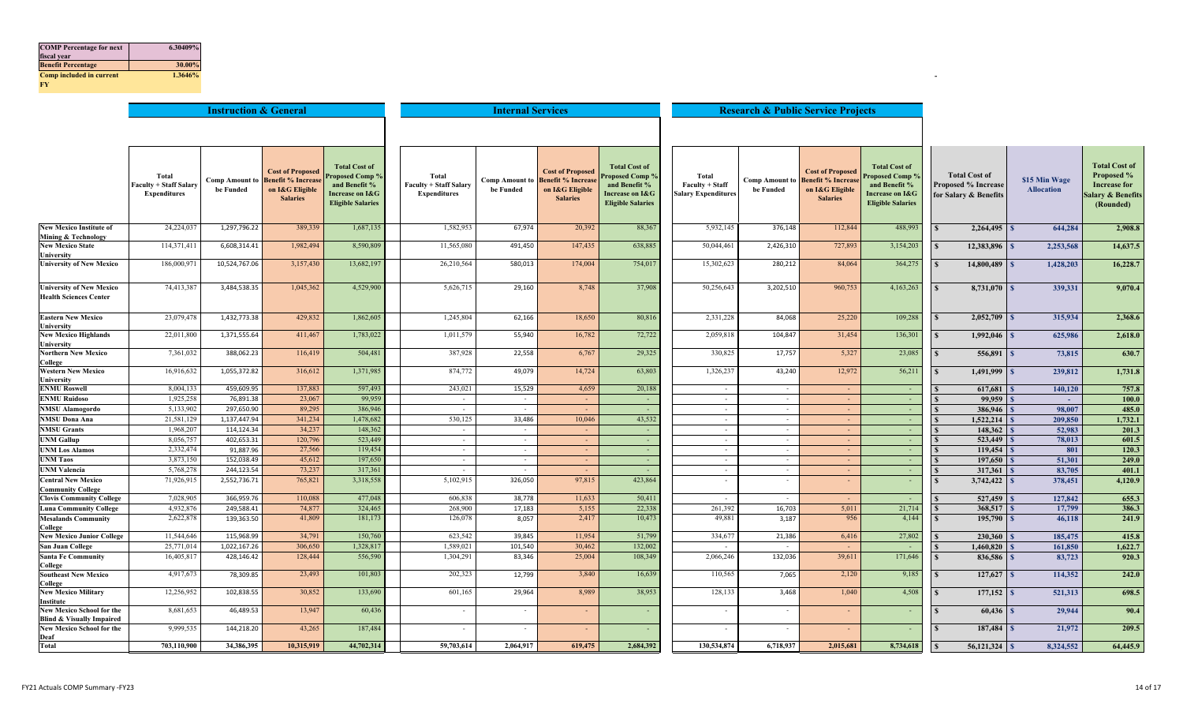| COMP Percentage for next fiscal year | 6.30409% |
|---|---|
| Benefit Percentage | 30.00% |
| Comp included in current FY | 1.3646% |

| | Instruction & General | | | | Internal Services | | | | Research & Public Service Projects | | | | | | |
|---|---|---|---|---|---|---|---|---|---|---|---|---|---|---|---|
| | Total Faculty + Staff Salary Expenditures | Comp Amount to be Funded | Cost of Proposed Benefit % Increase on I&G Eligible Salaries | Total Cost of Proposed Comp % and Benefit % Increase on I&G Eligible Salaries | Total Faculty + Staff Salary Expenditures | Comp Amount to be Funded | Cost of Proposed Benefit % Increase on I&G Eligible Salaries | Total Cost of Proposed Comp % and Benefit % Increase on I&G Eligible Salaries | Total Faculty + Staff Salary Expenditures | Comp Amount to be Funded | Cost of Proposed Benefit % Increase on I&G Eligible Salaries | Total Cost of Proposed Comp % and Benefit % Increase on I&G Eligible Salaries | Total Cost of Proposed % Increase for Salary & Benefits | $15 Min Wage Allocation | Total Cost of Proposed % Increase for Salary & Benefits (Rounded) |
| New Mexico Institute of Mining & Technology | 24,224,037 | 1,297,796.22 | 389,339 | 1,687,135 | 1,582,953 | 67,974 | 20,392 | 88,367 | 5,932,145 | 376,148 | 112,844 | 488,993 | $ 2,264,495 | $ 644,284 | 2,908.8 |
| New Mexico State University | 114,371,411 | 6,608,314.41 | 1,982,494 | 8,590,809 | 11,565,080 | 491,450 | 147,435 | 638,885 | 50,044,461 | 2,426,310 | 727,893 | 3,154,203 | $ 12,383,896 | $ 2,253,568 | 14,637.5 |
| University of New Mexico | 186,000,971 | 10,524,767.06 | 3,157,430 | 13,682,197 | 26,210,564 | 580,013 | 174,004 | 754,017 | 15,302,623 | 280,212 | 84,064 | 364,275 | $ 14,800,489 | $ 1,428,203 | 16,228.7 |
| University of New Mexico Health Sciences Center | 74,413,387 | 3,484,538.35 | 1,045,362 | 4,529,900 | 5,626,715 | 29,160 | 8,748 | 37,908 | 50,256,643 | 3,202,510 | 960,753 | 4,163,263 | $ 8,731,070 | $ 339,331 | 9,070.4 |
| Eastern New Mexico University | 23,079,478 | 1,432,773.38 | 429,832 | 1,862,605 | 1,245,804 | 62,166 | 18,650 | 80,816 | 2,331,228 | 84,068 | 25,220 | 109,288 | $ 2,052,709 | $ 315,934 | 2,368.6 |
| New Mexico Highlands University | 22,011,800 | 1,371,555.64 | 411,467 | 1,783,022 | 1,011,579 | 55,940 | 16,782 | 72,722 | 2,059,818 | 104,847 | 31,454 | 136,301 | $ 1,992,046 | $ 625,986 | 2,618.0 |
| Northern New Mexico College | 7,361,032 | 388,062.23 | 116,419 | 504,481 | 387,928 | 22,558 | 6,767 | 29,325 | 330,825 | 17,757 | 5,327 | 23,085 | $ 556,891 | $ 73,815 | 630.7 |
| Western New Mexico University | 16,916,632 | 1,055,372.82 | 316,612 | 1,371,985 | 874,772 | 49,079 | 14,724 | 63,803 | 1,326,237 | 43,240 | 12,972 | 56,211 | $ 1,491,999 | $ 239,812 | 1,731.8 |
| ENMU Roswell | 8,004,133 | 459,609.95 | 137,883 | 597,493 | 243,021 | 15,529 | 4,659 | 20,188 | - | - | - | - | $ 617,681 | $ 140,120 | 757.8 |
| ENMU Ruidoso | 1,925,258 | 76,891.38 | 23,067 | 99,959 | - | - | - | - | - | - | - | - | $ 99,959 | $ - | 100.0 |
| NMSU Alamogordo | 5,133,902 | 297,650.90 | 89,295 | 386,946 | - | - | - | - | - | - | - | - | $ 386,946 | $ 98,007 | 485.0 |
| NMSU Dona Ana | 21,581,129 | 1,137,447.94 | 341,234 | 1,478,682 | 530,125 | 33,486 | 10,046 | 43,532 | - | - | - | - | $ 1,522,214 | $ 209,850 | 1,732.1 |
| NMSU Grants | 1,968,207 | 114,124.34 | 34,237 | 148,362 | - | - | - | - | - | - | - | - | $ 148,362 | $ 52,983 | 201.3 |
| UNM Gallup | 8,056,757 | 402,653.31 | 120,796 | 523,449 | - | - | - | - | - | - | - | - | $ 523,449 | $ 78,013 | 601.5 |
| UNM Los Alamos | 2,332,474 | 91,887.96 | 27,566 | 119,454 | - | - | - | - | - | - | - | - | $ 119,454 | $ 801 | 120.3 |
| UNM Taos | 3,873,150 | 152,038.49 | 45,612 | 197,650 | - | - | - | - | - | - | - | - | $ 197,650 | $ 51,301 | 249.0 |
| UNM Valencia | 5,768,278 | 244,123.54 | 73,237 | 317,361 | - | - | - | - | - | - | - | - | $ 317,361 | $ 83,705 | 401.1 |
| Central New Mexico Community College | 71,926,915 | 2,552,736.71 | 765,821 | 3,318,558 | 5,102,915 | 326,050 | 97,815 | 423,864 | - | - | - | - | $ 3,742,422 | $ 378,451 | 4,120.9 |
| Clovis Community College | 7,028,905 | 366,959.76 | 110,088 | 477,048 | 606,838 | 38,778 | 11,633 | 50,411 | - | - | - | - | $ 527,459 | $ 127,842 | 655.3 |
| Luna Community College | 4,932,876 | 249,588.41 | 74,877 | 324,465 | 268,900 | 17,183 | 5,155 | 22,338 | 261,392 | 16,703 | 5,011 | 21,714 | $ 368,517 | $ 17,799 | 386.3 |
| Mesalands Community College | 2,622,878 | 139,363.50 | 41,809 | 181,173 | 126,078 | 8,057 | 2,417 | 10,473 | 49,881 | 3,187 | 956 | 4,144 | $ 195,790 | $ 46,118 | 241.9 |
| New Mexico Junior College | 11,544,646 | 115,968.99 | 34,791 | 150,760 | 623,542 | 39,845 | 11,954 | 51,799 | 334,677 | 21,386 | 6,416 | 27,802 | $ 230,360 | $ 185,475 | 415.8 |
| San Juan College | 25,771,014 | 1,022,167.26 | 306,650 | 1,328,817 | 1,589,021 | 101,540 | 30,462 | 132,002 | - | - | - | - | $ 1,460,820 | $ 161,850 | 1,622.7 |
| Santa Fe Community College | 16,405,817 | 428,146.42 | 128,444 | 556,590 | 1,304,291 | 83,346 | 25,004 | 108,349 | 2,066,246 | 132,036 | 39,611 | 171,646 | $ 836,586 | $ 83,723 | 920.3 |
| Southeast New Mexico College | 4,917,673 | 78,309.85 | 23,493 | 101,803 | 202,323 | 12,799 | 3,840 | 16,639 | 110,565 | 7,065 | 2,120 | 9,185 | $ 127,627 | $ 114,352 | 242.0 |
| New Mexico Military Institute | 12,256,952 | 102,838.55 | 30,852 | 133,690 | 601,165 | 29,964 | 8,989 | 38,953 | 128,133 | 3,468 | 1,040 | 4,508 | $ 177,152 | $ 521,313 | 698.5 |
| New Mexico School for the Blind & Visually Impaired | 8,681,653 | 46,489.53 | 13,947 | 60,436 | - | - | - | - | - | - | - | - | $ 60,436 | $ 29,944 | 90.4 |
| New Mexico School for the Deaf | 9,999,535 | 144,218.20 | 43,265 | 187,484 | - | - | - | - | - | - | - | - | $ 187,484 | $ 21,972 | 209.5 |
| Total | 703,110,900 | 34,386,395 | 10,315,919 | 44,702,314 | 59,703,614 | 2,064,917 | 619,475 | 2,684,392 | 130,534,874 | 6,718,937 | 2,015,681 | 8,734,618 | $ 56,121,324 | $ 8,324,552 | 64,445.9 |

FY21 Actuals COMP Summary -FY23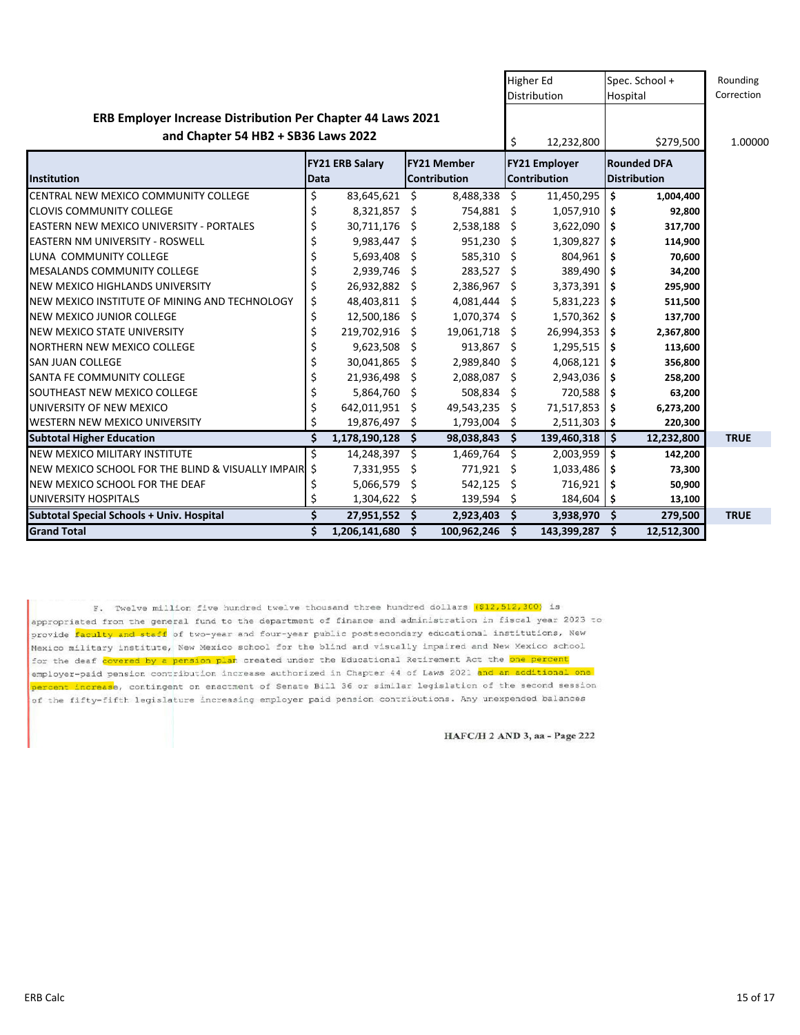## ERB Employer Increase Distribution Per Chapter 44 Laws 2021 and Chapter 54 HB2 + SB36 Laws 2022

| | | | Higher Ed Distribution | Spec. School + Hospital | Rounding Correction |
|---|---|---|---|---|---|
| | | | $ 12,232,800 | $279,500 | 1.00000 |

| Institution | FY21 ERB Salary Data | FY21 Member Contribution | FY21 Employer Contribution | Rounded DFA Distribution | |
|---|---|---|---|---|---|
| CENTRAL NEW MEXICO COMMUNITY COLLEGE | $ 83,645,621 | $ 8,488,338 | $ 11,450,295 | $ 1,004,400 | |
| CLOVIS COMMUNITY COLLEGE | $ 8,321,857 | $ 754,881 | $ 1,057,910 | $ 92,800 | |
| EASTERN NEW MEXICO UNIVERSITY - PORTALES | $ 30,711,176 | $ 2,538,188 | $ 3,622,090 | $ 317,700 | |
| EASTERN NM UNIVERSITY - ROSWELL | $ 9,983,447 | $ 951,230 | $ 1,309,827 | $ 114,900 | |
| LUNA COMMUNITY COLLEGE | $ 5,693,408 | $ 585,310 | $ 804,961 | $ 70,600 | |
| MESALANDS COMMUNITY COLLEGE | $ 2,939,746 | $ 283,527 | $ 389,490 | $ 34,200 | |
| NEW MEXICO HIGHLANDS UNIVERSITY | $ 26,932,882 | $ 2,386,967 | $ 3,373,391 | $ 295,900 | |
| NEW MEXICO INSTITUTE OF MINING AND TECHNOLOGY | $ 48,403,811 | $ 4,081,444 | $ 5,831,223 | $ 511,500 | |
| NEW MEXICO JUNIOR COLLEGE | $ 12,500,186 | $ 1,070,374 | $ 1,570,362 | $ 137,700 | |
| NEW MEXICO STATE UNIVERSITY | $ 219,702,916 | $ 19,061,718 | $ 26,994,353 | $ 2,367,800 | |
| NORTHERN NEW MEXICO COLLEGE | $ 9,623,508 | $ 913,867 | $ 1,295,515 | $ 113,600 | |
| SAN JUAN COLLEGE | $ 30,041,865 | $ 2,989,840 | $ 4,068,121 | $ 356,800 | |
| SANTA FE COMMUNITY COLLEGE | $ 21,936,498 | $ 2,088,087 | $ 2,943,036 | $ 258,200 | |
| SOUTHEAST NEW MEXICO COLLEGE | $ 5,864,760 | $ 508,834 | $ 720,588 | $ 63,200 | |
| UNIVERSITY OF NEW MEXICO | $ 642,011,951 | $ 49,543,235 | $ 71,517,853 | $ 6,273,200 | |
| WESTERN NEW MEXICO UNIVERSITY | $ 19,876,497 | $ 1,793,004 | $ 2,511,303 | $ 220,300 | |
| **Subtotal Higher Education** | **$ 1,178,190,128** | **$ 98,038,843** | **$ 139,460,318** | **$ 12,232,800** | **TRUE** |
| NEW MEXICO MILITARY INSTITUTE | $ 14,248,397 | $ 1,469,764 | $ 2,003,959 | $ 142,200 | |
| NEW MEXICO SCHOOL FOR THE BLIND & VISUALLY IMPAIR | $ 7,331,955 | $ 771,921 | $ 1,033,486 | $ 73,300 | |
| NEW MEXICO SCHOOL FOR THE DEAF | $ 5,066,579 | $ 542,125 | $ 716,921 | $ 50,900 | |
| UNIVERSITY HOSPITALS | $ 1,304,622 | $ 139,594 | $ 184,604 | $ 13,100 | |
| **Subtotal Special Schools + Univ. Hospital** | **$ 27,951,552** | **$ 2,923,403** | **$ 3,938,970** | **$ 279,500** | **TRUE** |
| **Grand Total** | **$ 1,206,141,680** | **$ 100,962,246** | **$ 143,399,287** | **$ 12,512,300** | |

F. Twelve million five hundred twelve thousand three hundred dollars ($12,512,300) is appropriated from the general fund to the department of finance and administration in fiscal year 2023 to provide faculty and staff of two-year and four-year public postsecondary educational institutions, New Mexico military institute, New Mexico school for the blind and visually impaired and New Mexico school for the deaf covered by a pension plan created under the Educational Retirement Act the one percent employer-paid pension contribution increase authorized in Chapter 44 of Laws 2021 and an additional one percent increase, contingent on enactment of Senate Bill 36 or similar legislation of the second session of the fifty-fifth legislature increasing employer paid pension contributions. Any unexpended balances

HAFC/H 2 AND 3, aa - Page 222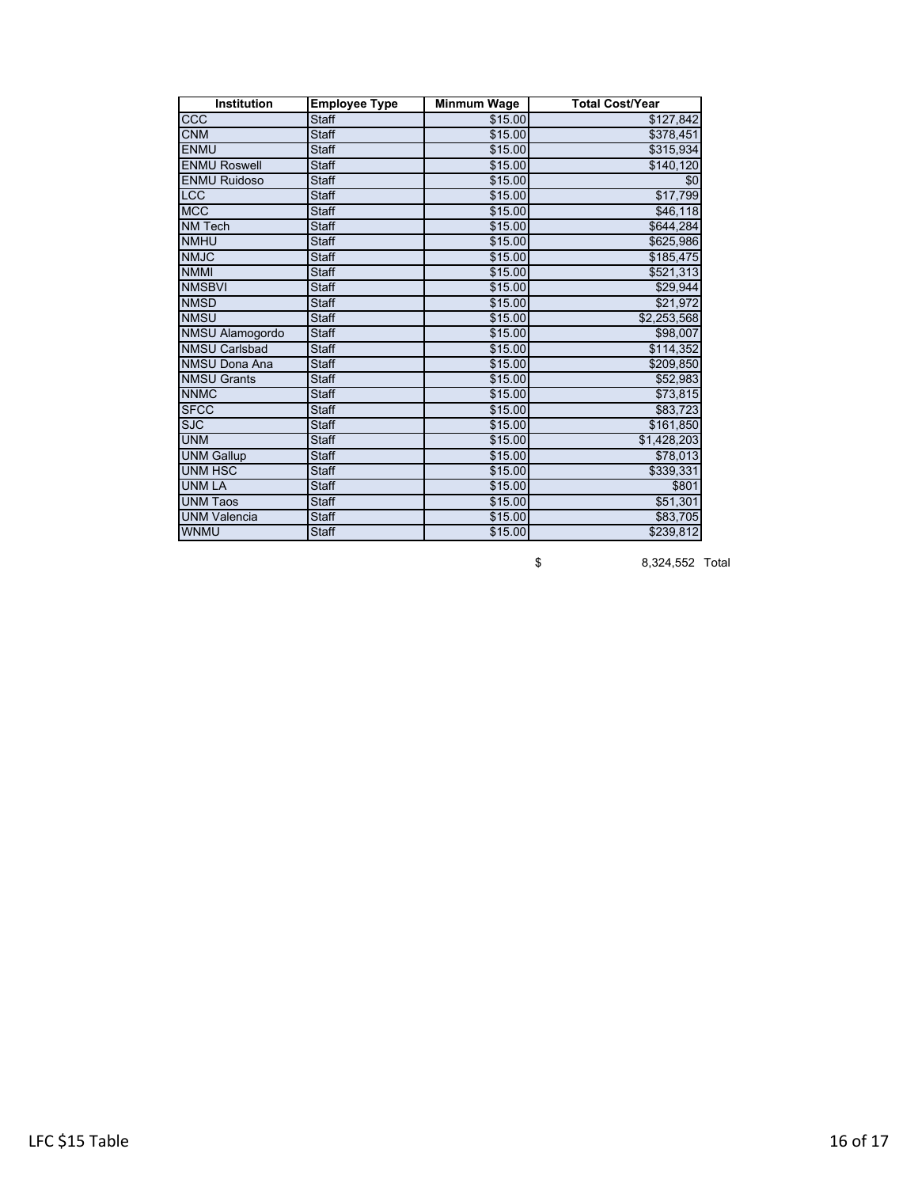| Institution | Employee Type | Minmum Wage | Total Cost/Year |
|---|---|---|---|
| CCC | Staff | $15.00 | $127,842 |
| CNM | Staff | $15.00 | $378,451 |
| ENMU | Staff | $15.00 | $315,934 |
| ENMU Roswell | Staff | $15.00 | $140,120 |
| ENMU Ruidoso | Staff | $15.00 | $0 |
| LCC | Staff | $15.00 | $17,799 |
| MCC | Staff | $15.00 | $46,118 |
| NM Tech | Staff | $15.00 | $644,284 |
| NMHU | Staff | $15.00 | $625,986 |
| NMJC | Staff | $15.00 | $185,475 |
| NMMI | Staff | $15.00 | $521,313 |
| NMSBVI | Staff | $15.00 | $29,944 |
| NMSD | Staff | $15.00 | $21,972 |
| NMSU | Staff | $15.00 | $2,253,568 |
| NMSU Alamogordo | Staff | $15.00 | $98,007 |
| NMSU Carlsbad | Staff | $15.00 | $114,352 |
| NMSU Dona Ana | Staff | $15.00 | $209,850 |
| NMSU Grants | Staff | $15.00 | $52,983 |
| NNMC | Staff | $15.00 | $73,815 |
| SFCC | Staff | $15.00 | $83,723 |
| SJC | Staff | $15.00 | $161,850 |
| UNM | Staff | $15.00 | $1,428,203 |
| UNM Gallup | Staff | $15.00 | $78,013 |
| UNM HSC | Staff | $15.00 | $339,331 |
| UNM LA | Staff | $15.00 | $801 |
| UNM Taos | Staff | $15.00 | $51,301 |
| UNM Valencia | Staff | $15.00 | $83,705 |
| WNMU | Staff | $15.00 | $239,812 |

$ 8,324,552 Total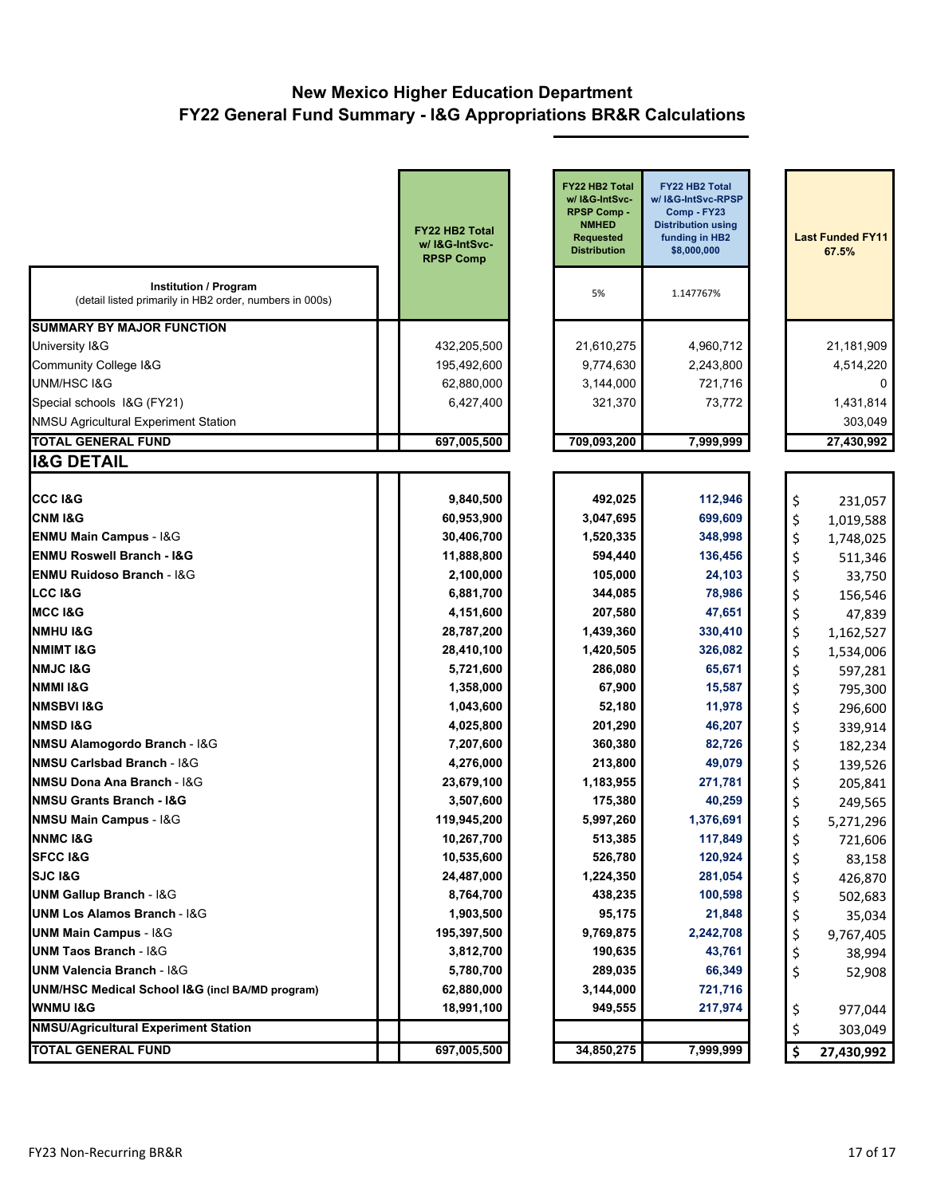# New Mexico Higher Education Department
## FY22 General Fund Summary - I&G Appropriations BR&R Calculations

| Institution / Program (detail listed primarily in HB2 order, numbers in 000s) | FY22 HB2 Total w/ I&G-IntSvc-RPSP Comp | FY22 HB2 Total w/ I&G-IntSvc-RPSP Comp - NMHED Requested Distribution | FY22 HB2 Total w/ I&G-IntSvc-RPSP Comp - FY23 Distribution using funding in HB2 $8,000,000 | Last Funded FY11 67.5% |
|---|---|---|---|---|
| | | 5% | 1.147767% | |
| **SUMMARY BY MAJOR FUNCTION** | | | | |
| University I&G | 432,205,500 | 21,610,275 | 4,960,712 | 21,181,909 |
| Community College I&G | 195,492,600 | 9,774,630 | 2,243,800 | 4,514,220 |
| UNM/HSC I&G | 62,880,000 | 3,144,000 | 721,716 | 0 |
| Special schools I&G (FY21) | 6,427,400 | 321,370 | 73,772 | 1,431,814 |
| NMSU Agricultural Experiment Station | | | | 303,049 |
| **TOTAL GENERAL FUND** | **697,005,500** | **709,093,200** | **7,999,999** | **27,430,992** |
| **I&G DETAIL** | | | | |
| **CCC I&G** | **9,840,500** | **492,025** | **112,946** | $ 231,057 |
| **CNM I&G** | **60,953,900** | **3,047,695** | **699,609** | $ 1,019,588 |
| **ENMU Main Campus** - I&G | **30,406,700** | **1,520,335** | **348,998** | $ 1,748,025 |
| **ENMU Roswell Branch - I&G** | **11,888,800** | **594,440** | **136,456** | $ 511,346 |
| **ENMU Ruidoso Branch** - I&G | **2,100,000** | **105,000** | **24,103** | $ 33,750 |
| **LCC I&G** | **6,881,700** | **344,085** | **78,986** | $ 156,546 |
| **MCC I&G** | **4,151,600** | **207,580** | **47,651** | $ 47,839 |
| **NMHU I&G** | **28,787,200** | **1,439,360** | **330,410** | $ 1,162,527 |
| **NMIMT I&G** | **28,410,100** | **1,420,505** | **326,082** | $ 1,534,006 |
| **NMJC I&G** | **5,721,600** | **286,080** | **65,671** | $ 597,281 |
| **NMMI I&G** | **1,358,000** | **67,900** | **15,587** | $ 795,300 |
| **NMSBVI I&G** | **1,043,600** | **52,180** | **11,978** | $ 296,600 |
| **NMSD I&G** | **4,025,800** | **201,290** | **46,207** | $ 339,914 |
| **NMSU Alamogordo Branch** - I&G | **7,207,600** | **360,380** | **82,726** | $ 182,234 |
| **NMSU Carlsbad Branch** - I&G | **4,276,000** | **213,800** | **49,079** | $ 139,526 |
| **NMSU Dona Ana Branch** - I&G | **23,679,100** | **1,183,955** | **271,781** | $ 205,841 |
| **NMSU Grants Branch - I&G** | **3,507,600** | **175,380** | **40,259** | $ 249,565 |
| **NMSU Main Campus** - I&G | **119,945,200** | **5,997,260** | **1,376,691** | $ 5,271,296 |
| **NNMC I&G** | **10,267,700** | **513,385** | **117,849** | $ 721,606 |
| **SFCC I&G** | **10,535,600** | **526,780** | **120,924** | $ 83,158 |
| **SJC I&G** | **24,487,000** | **1,224,350** | **281,054** | $ 426,870 |
| **UNM Gallup Branch** - I&G | **8,764,700** | **438,235** | **100,598** | $ 502,683 |
| **UNM Los Alamos Branch** - I&G | **1,903,500** | **95,175** | **21,848** | $ 35,034 |
| **UNM Main Campus** - I&G | **195,397,500** | **9,769,875** | **2,242,708** | $ 9,767,405 |
| **UNM Taos Branch** - I&G | **3,812,700** | **190,635** | **43,761** | $ 38,994 |
| **UNM Valencia Branch** - I&G | **5,780,700** | **289,035** | **66,349** | $ 52,908 |
| **UNM/HSC Medical School I&G (incl BA/MD program)** | **62,880,000** | **3,144,000** | **721,716** | |
| **WNMU I&G** | **18,991,100** | **949,555** | **217,974** | $ 977,044 |
| **NMSU/Agricultural Experiment Station** | | | | $ 303,049 |
| **TOTAL GENERAL FUND** | **697,005,500** | **34,850,275** | **7,999,999** | **$ 27,430,992** |

FY23 Non-Recurring BR&R